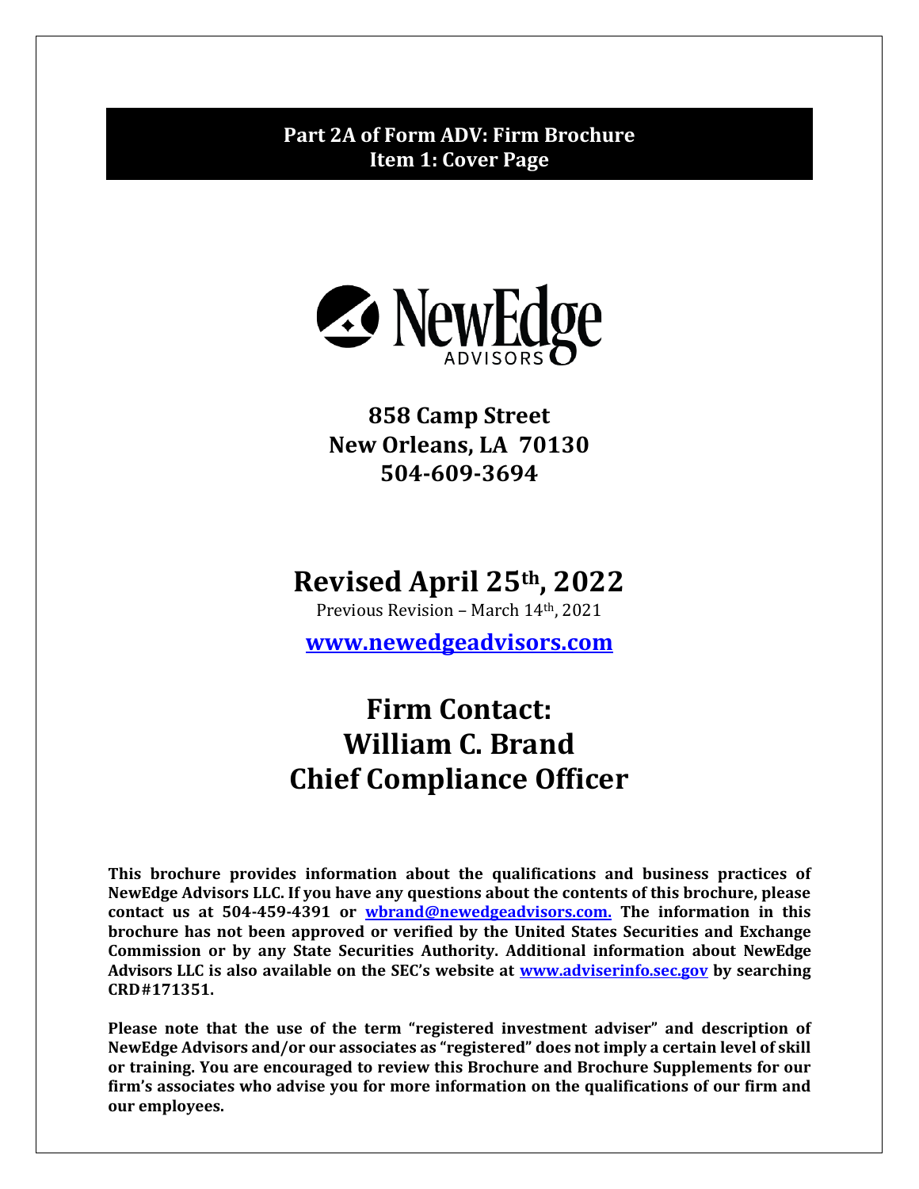**Part 2A of Form ADV: Firm Brochure**
**Item 1: Cover Page**

NewEdge ADVISORS

**858 Camp Street**
**New Orleans, LA 70130**
**504-609-3694**

# Revised April 25th, 2022

Previous Revision – March 14th, 2021

**[www.newedgeadvisors.com](http://www.newedgeadvisors.com)**

# Firm Contact:
# William C. Brand
# Chief Compliance Officer

**This brochure provides information about the qualifications and business practices of NewEdge Advisors LLC. If you have any questions about the contents of this brochure, please contact us at 504-459-4391 or [wbrand@newedgeadvisors.com.](mailto:wbrand@newedgeadvisors.com) The information in this brochure has not been approved or verified by the United States Securities and Exchange Commission or by any State Securities Authority. Additional information about NewEdge Advisors LLC is also available on the SEC's website at [www.adviserinfo.sec.gov](http://www.adviserinfo.sec.gov) by searching CRD#171351.**

**Please note that the use of the term "registered investment adviser" and description of NewEdge Advisors and/or our associates as "registered" does not imply a certain level of skill or training. You are encouraged to review this Brochure and Brochure Supplements for our firm's associates who advise you for more information on the qualifications of our firm and our employees.**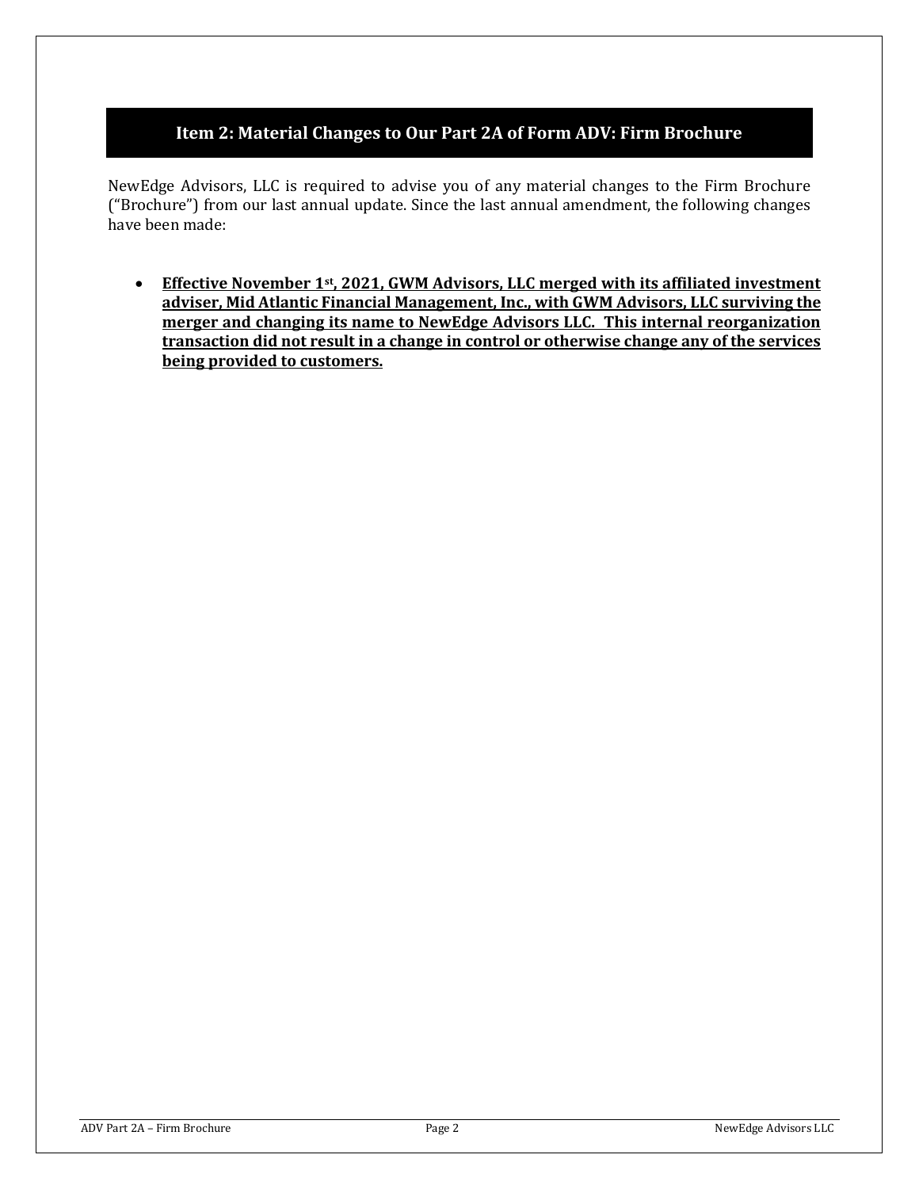## Item 2: Material Changes to Our Part 2A of Form ADV: Firm Brochure

NewEdge Advisors, LLC is required to advise you of any material changes to the Firm Brochure ("Brochure") from our last annual update. Since the last annual amendment, the following changes have been made:

- **Effective November 1st, 2021, GWM Advisors, LLC merged with its affiliated investment adviser, Mid Atlantic Financial Management, Inc., with GWM Advisors, LLC surviving the merger and changing its name to NewEdge Advisors LLC. This internal reorganization transaction did not result in a change in control or otherwise change any of the services being provided to customers.**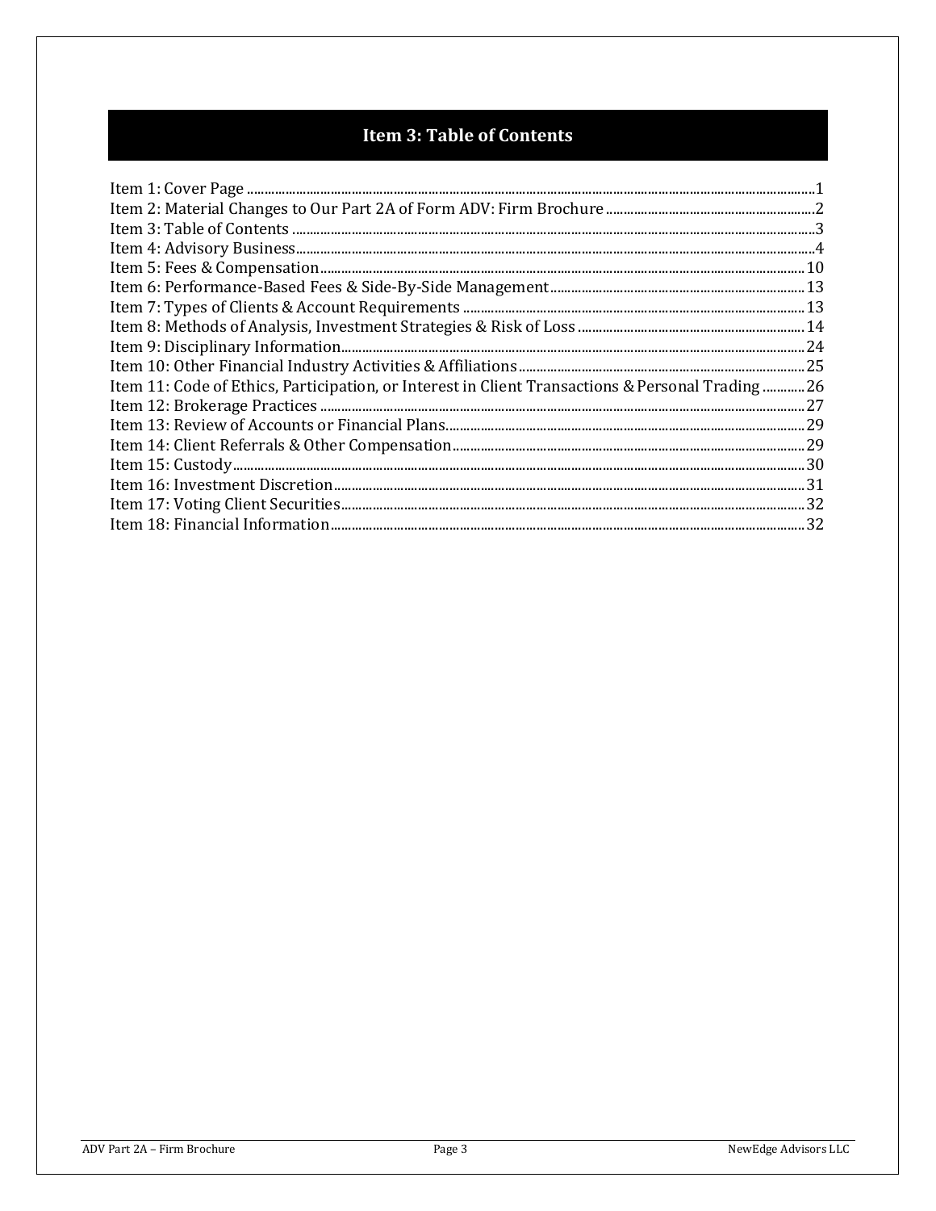## Item 3: Table of Contents

Item 1: Cover Page .......... 1
Item 2: Material Changes to Our Part 2A of Form ADV: Firm Brochure .......... 2
Item 3: Table of Contents .......... 3
Item 4: Advisory Business .......... 4
Item 5: Fees & Compensation .......... 10
Item 6: Performance-Based Fees & Side-By-Side Management .......... 13
Item 7: Types of Clients & Account Requirements .......... 13
Item 8: Methods of Analysis, Investment Strategies & Risk of Loss .......... 14
Item 9: Disciplinary Information .......... 24
Item 10: Other Financial Industry Activities & Affiliations .......... 25
Item 11: Code of Ethics, Participation, or Interest in Client Transactions & Personal Trading .......... 26
Item 12: Brokerage Practices .......... 27
Item 13: Review of Accounts or Financial Plans .......... 29
Item 14: Client Referrals & Other Compensation .......... 29
Item 15: Custody .......... 30
Item 16: Investment Discretion .......... 31
Item 17: Voting Client Securities .......... 32
Item 18: Financial Information .......... 32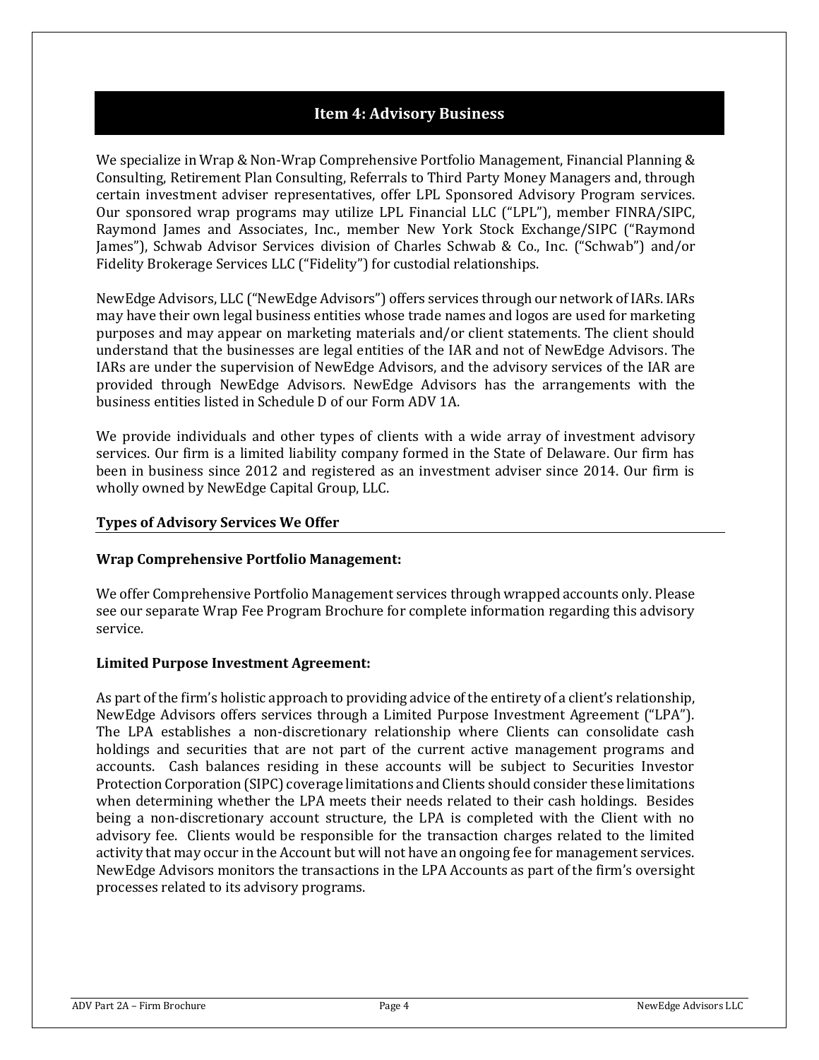## Item 4: Advisory Business

We specialize in Wrap & Non-Wrap Comprehensive Portfolio Management, Financial Planning & Consulting, Retirement Plan Consulting, Referrals to Third Party Money Managers and, through certain investment adviser representatives, offer LPL Sponsored Advisory Program services. Our sponsored wrap programs may utilize LPL Financial LLC ("LPL"), member FINRA/SIPC, Raymond James and Associates, Inc., member New York Stock Exchange/SIPC ("Raymond James"), Schwab Advisor Services division of Charles Schwab & Co., Inc. ("Schwab") and/or Fidelity Brokerage Services LLC ("Fidelity") for custodial relationships.

NewEdge Advisors, LLC ("NewEdge Advisors") offers services through our network of IARs. IARs may have their own legal business entities whose trade names and logos are used for marketing purposes and may appear on marketing materials and/or client statements. The client should understand that the businesses are legal entities of the IAR and not of NewEdge Advisors. The IARs are under the supervision of NewEdge Advisors, and the advisory services of the IAR are provided through NewEdge Advisors. NewEdge Advisors has the arrangements with the business entities listed in Schedule D of our Form ADV 1A.

We provide individuals and other types of clients with a wide array of investment advisory services. Our firm is a limited liability company formed in the State of Delaware. Our firm has been in business since 2012 and registered as an investment adviser since 2014. Our firm is wholly owned by NewEdge Capital Group, LLC.

### Types of Advisory Services We Offer

**Wrap Comprehensive Portfolio Management:**

We offer Comprehensive Portfolio Management services through wrapped accounts only. Please see our separate Wrap Fee Program Brochure for complete information regarding this advisory service.

**Limited Purpose Investment Agreement:**

As part of the firm's holistic approach to providing advice of the entirety of a client's relationship, NewEdge Advisors offers services through a Limited Purpose Investment Agreement ("LPA"). The LPA establishes a non-discretionary relationship where Clients can consolidate cash holdings and securities that are not part of the current active management programs and accounts. Cash balances residing in these accounts will be subject to Securities Investor Protection Corporation (SIPC) coverage limitations and Clients should consider these limitations when determining whether the LPA meets their needs related to their cash holdings. Besides being a non-discretionary account structure, the LPA is completed with the Client with no advisory fee. Clients would be responsible for the transaction charges related to the limited activity that may occur in the Account but will not have an ongoing fee for management services. NewEdge Advisors monitors the transactions in the LPA Accounts as part of the firm's oversight processes related to its advisory programs.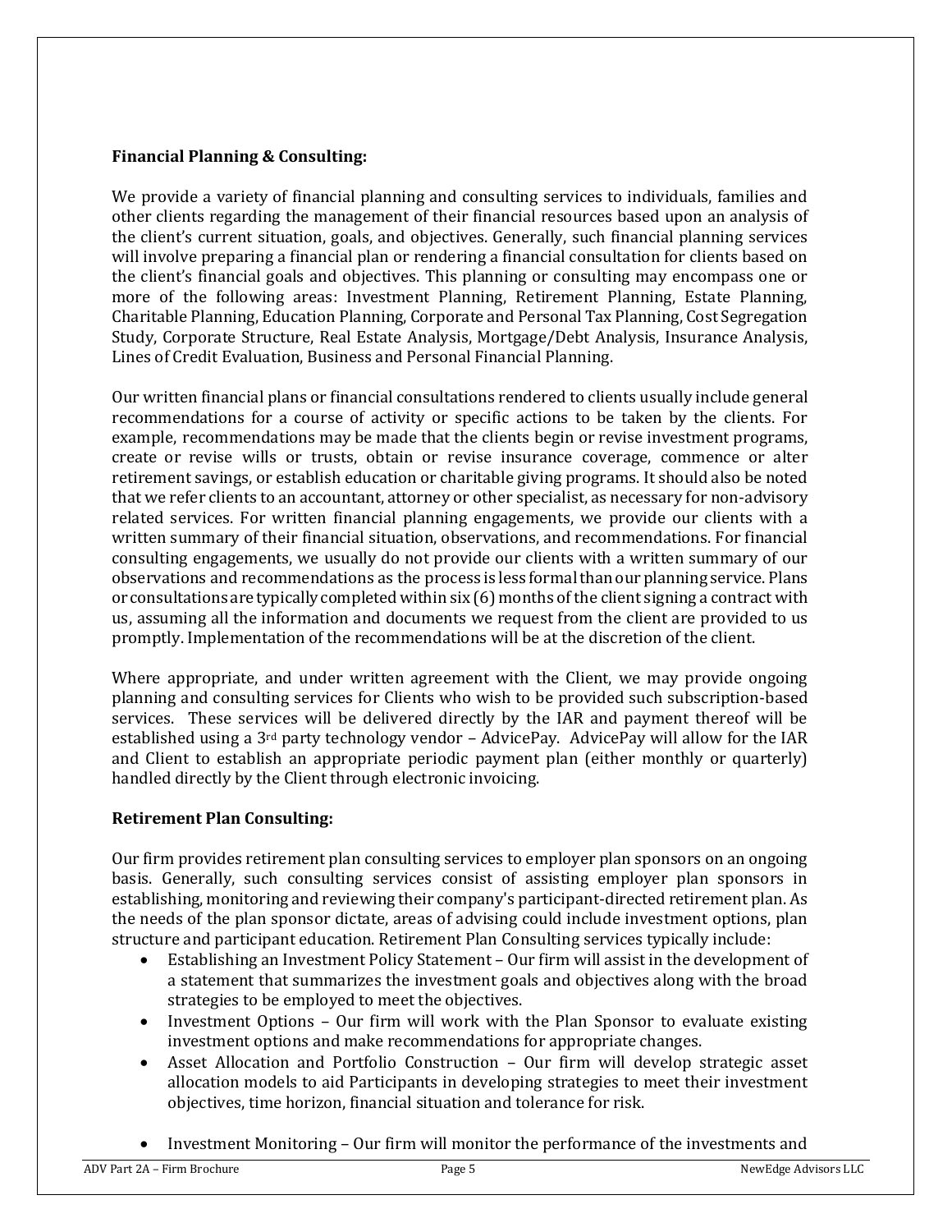**Financial Planning & Consulting:**

We provide a variety of financial planning and consulting services to individuals, families and other clients regarding the management of their financial resources based upon an analysis of the client's current situation, goals, and objectives. Generally, such financial planning services will involve preparing a financial plan or rendering a financial consultation for clients based on the client's financial goals and objectives. This planning or consulting may encompass one or more of the following areas: Investment Planning, Retirement Planning, Estate Planning, Charitable Planning, Education Planning, Corporate and Personal Tax Planning, Cost Segregation Study, Corporate Structure, Real Estate Analysis, Mortgage/Debt Analysis, Insurance Analysis, Lines of Credit Evaluation, Business and Personal Financial Planning.

Our written financial plans or financial consultations rendered to clients usually include general recommendations for a course of activity or specific actions to be taken by the clients. For example, recommendations may be made that the clients begin or revise investment programs, create or revise wills or trusts, obtain or revise insurance coverage, commence or alter retirement savings, or establish education or charitable giving programs. It should also be noted that we refer clients to an accountant, attorney or other specialist, as necessary for non-advisory related services. For written financial planning engagements, we provide our clients with a written summary of their financial situation, observations, and recommendations. For financial consulting engagements, we usually do not provide our clients with a written summary of our observations and recommendations as the process is less formal than our planning service. Plans or consultations are typically completed within six (6) months of the client signing a contract with us, assuming all the information and documents we request from the client are provided to us promptly. Implementation of the recommendations will be at the discretion of the client.

Where appropriate, and under written agreement with the Client, we may provide ongoing planning and consulting services for Clients who wish to be provided such subscription-based services. These services will be delivered directly by the IAR and payment thereof will be established using a 3rd party technology vendor – AdvicePay. AdvicePay will allow for the IAR and Client to establish an appropriate periodic payment plan (either monthly or quarterly) handled directly by the Client through electronic invoicing.

**Retirement Plan Consulting:**

Our firm provides retirement plan consulting services to employer plan sponsors on an ongoing basis. Generally, such consulting services consist of assisting employer plan sponsors in establishing, monitoring and reviewing their company's participant-directed retirement plan. As the needs of the plan sponsor dictate, areas of advising could include investment options, plan structure and participant education. Retirement Plan Consulting services typically include:

- Establishing an Investment Policy Statement – Our firm will assist in the development of a statement that summarizes the investment goals and objectives along with the broad strategies to be employed to meet the objectives.
- Investment Options – Our firm will work with the Plan Sponsor to evaluate existing investment options and make recommendations for appropriate changes.
- Asset Allocation and Portfolio Construction – Our firm will develop strategic asset allocation models to aid Participants in developing strategies to meet their investment objectives, time horizon, financial situation and tolerance for risk.
- Investment Monitoring – Our firm will monitor the performance of the investments and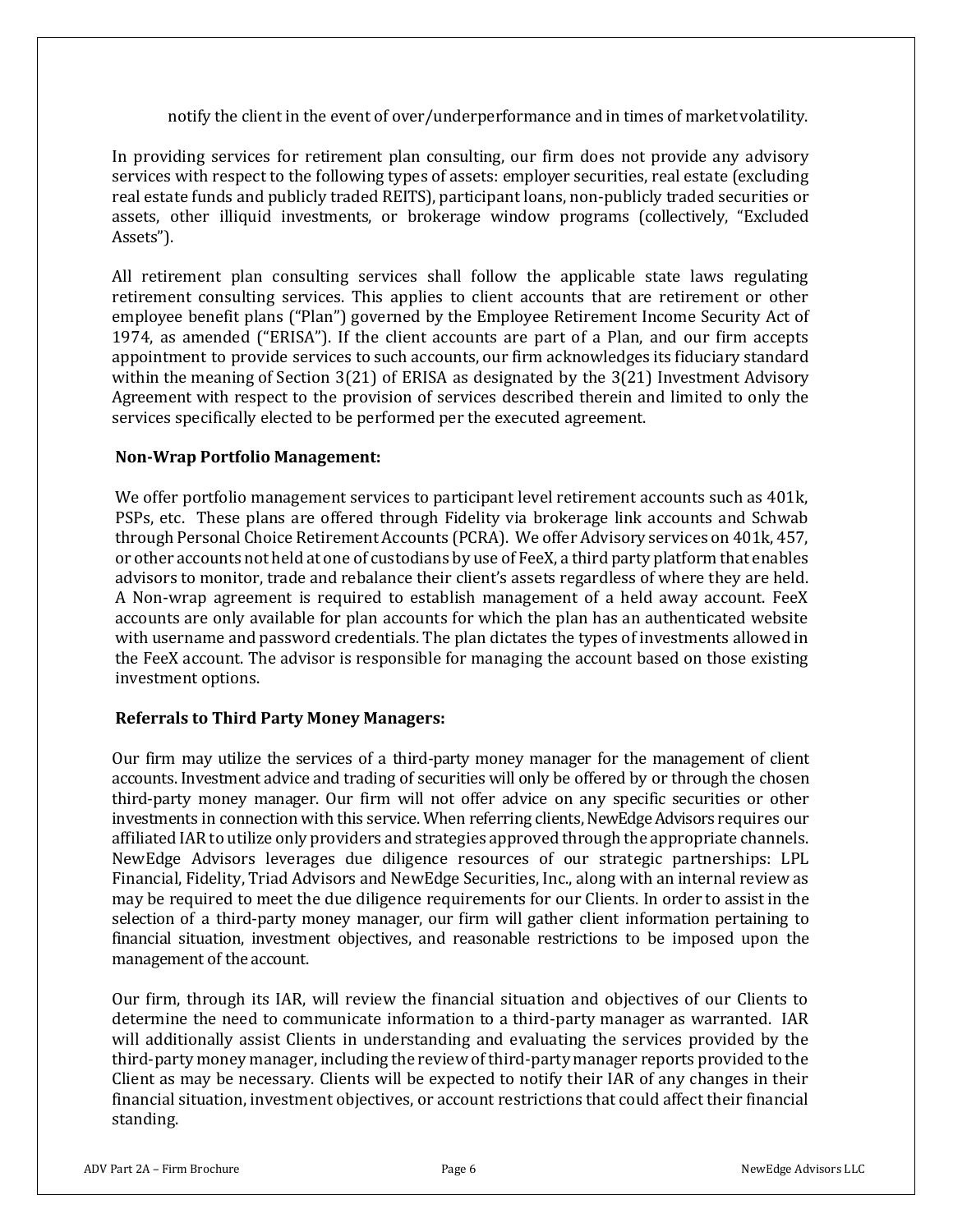notify the client in the event of over/underperformance and in times of market volatility.

In providing services for retirement plan consulting, our firm does not provide any advisory services with respect to the following types of assets: employer securities, real estate (excluding real estate funds and publicly traded REITS), participant loans, non-publicly traded securities or assets, other illiquid investments, or brokerage window programs (collectively, "Excluded Assets").

All retirement plan consulting services shall follow the applicable state laws regulating retirement consulting services. This applies to client accounts that are retirement or other employee benefit plans ("Plan") governed by the Employee Retirement Income Security Act of 1974, as amended ("ERISA"). If the client accounts are part of a Plan, and our firm accepts appointment to provide services to such accounts, our firm acknowledges its fiduciary standard within the meaning of Section 3(21) of ERISA as designated by the 3(21) Investment Advisory Agreement with respect to the provision of services described therein and limited to only the services specifically elected to be performed per the executed agreement.

**Non-Wrap Portfolio Management:**

We offer portfolio management services to participant level retirement accounts such as 401k, PSPs, etc. These plans are offered through Fidelity via brokerage link accounts and Schwab through Personal Choice Retirement Accounts (PCRA). We offer Advisory services on 401k, 457, or other accounts not held at one of custodians by use of FeeX, a third party platform that enables advisors to monitor, trade and rebalance their client's assets regardless of where they are held. A Non-wrap agreement is required to establish management of a held away account. FeeX accounts are only available for plan accounts for which the plan has an authenticated website with username and password credentials. The plan dictates the types of investments allowed in the FeeX account. The advisor is responsible for managing the account based on those existing investment options.

**Referrals to Third Party Money Managers:**

Our firm may utilize the services of a third-party money manager for the management of client accounts. Investment advice and trading of securities will only be offered by or through the chosen third-party money manager. Our firm will not offer advice on any specific securities or other investments in connection with this service. When referring clients, NewEdge Advisors requires our affiliated IAR to utilize only providers and strategies approved through the appropriate channels. NewEdge Advisors leverages due diligence resources of our strategic partnerships: LPL Financial, Fidelity, Triad Advisors and NewEdge Securities, Inc., along with an internal review as may be required to meet the due diligence requirements for our Clients. In order to assist in the selection of a third-party money manager, our firm will gather client information pertaining to financial situation, investment objectives, and reasonable restrictions to be imposed upon the management of the account.

Our firm, through its IAR, will review the financial situation and objectives of our Clients to determine the need to communicate information to a third-party manager as warranted. IAR will additionally assist Clients in understanding and evaluating the services provided by the third-party money manager, including the review of third-party manager reports provided to the Client as may be necessary. Clients will be expected to notify their IAR of any changes in their financial situation, investment objectives, or account restrictions that could affect their financial standing.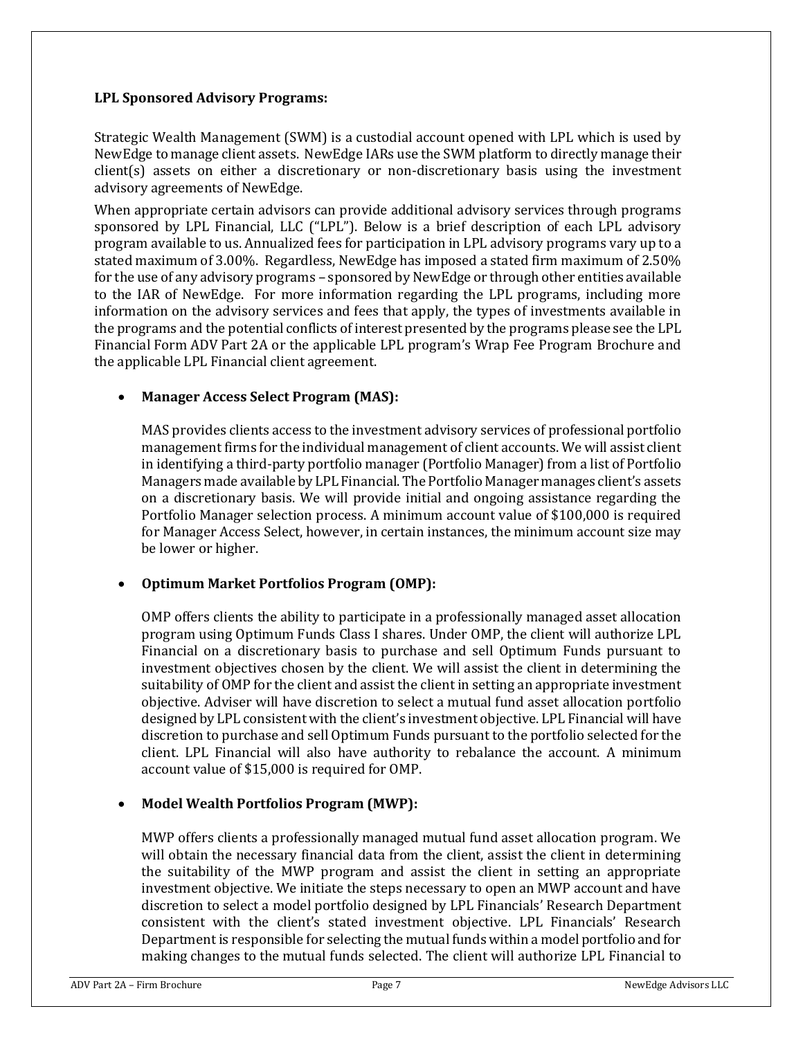**LPL Sponsored Advisory Programs:**

Strategic Wealth Management (SWM) is a custodial account opened with LPL which is used by NewEdge to manage client assets. NewEdge IARs use the SWM platform to directly manage their client(s) assets on either a discretionary or non-discretionary basis using the investment advisory agreements of NewEdge.

When appropriate certain advisors can provide additional advisory services through programs sponsored by LPL Financial, LLC ("LPL"). Below is a brief description of each LPL advisory program available to us. Annualized fees for participation in LPL advisory programs vary up to a stated maximum of 3.00%. Regardless, NewEdge has imposed a stated firm maximum of 2.50% for the use of any advisory programs – sponsored by NewEdge or through other entities available to the IAR of NewEdge. For more information regarding the LPL programs, including more information on the advisory services and fees that apply, the types of investments available in the programs and the potential conflicts of interest presented by the programs please see the LPL Financial Form ADV Part 2A or the applicable LPL program's Wrap Fee Program Brochure and the applicable LPL Financial client agreement.

- **Manager Access Select Program (MAS):**

  MAS provides clients access to the investment advisory services of professional portfolio management firms for the individual management of client accounts. We will assist client in identifying a third-party portfolio manager (Portfolio Manager) from a list of Portfolio Managers made available by LPL Financial. The Portfolio Manager manages client's assets on a discretionary basis. We will provide initial and ongoing assistance regarding the Portfolio Manager selection process. A minimum account value of $100,000 is required for Manager Access Select, however, in certain instances, the minimum account size may be lower or higher.

- **Optimum Market Portfolios Program (OMP):**

  OMP offers clients the ability to participate in a professionally managed asset allocation program using Optimum Funds Class I shares. Under OMP, the client will authorize LPL Financial on a discretionary basis to purchase and sell Optimum Funds pursuant to investment objectives chosen by the client. We will assist the client in determining the suitability of OMP for the client and assist the client in setting an appropriate investment objective. Adviser will have discretion to select a mutual fund asset allocation portfolio designed by LPL consistent with the client's investment objective. LPL Financial will have discretion to purchase and sell Optimum Funds pursuant to the portfolio selected for the client. LPL Financial will also have authority to rebalance the account. A minimum account value of $15,000 is required for OMP.

- **Model Wealth Portfolios Program (MWP):**

  MWP offers clients a professionally managed mutual fund asset allocation program. We will obtain the necessary financial data from the client, assist the client in determining the suitability of the MWP program and assist the client in setting an appropriate investment objective. We initiate the steps necessary to open an MWP account and have discretion to select a model portfolio designed by LPL Financials' Research Department consistent with the client's stated investment objective. LPL Financials' Research Department is responsible for selecting the mutual funds within a model portfolio and for making changes to the mutual funds selected. The client will authorize LPL Financial to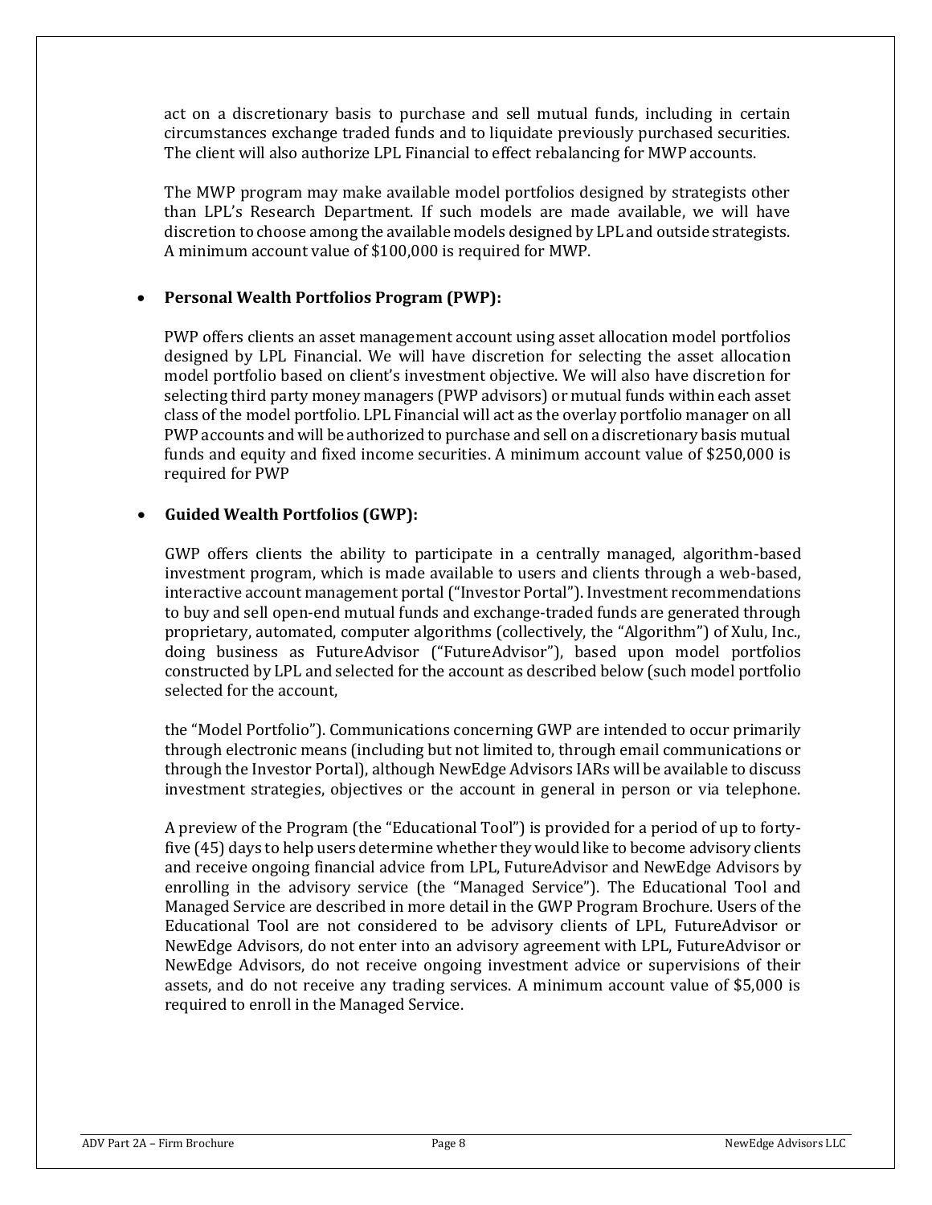act on a discretionary basis to purchase and sell mutual funds, including in certain circumstances exchange traded funds and to liquidate previously purchased securities. The client will also authorize LPL Financial to effect rebalancing for MWP accounts.

The MWP program may make available model portfolios designed by strategists other than LPL's Research Department. If such models are made available, we will have discretion to choose among the available models designed by LPL and outside strategists. A minimum account value of $100,000 is required for MWP.

- **Personal Wealth Portfolios Program (PWP):**

  PWP offers clients an asset management account using asset allocation model portfolios designed by LPL Financial. We will have discretion for selecting the asset allocation model portfolio based on client's investment objective. We will also have discretion for selecting third party money managers (PWP advisors) or mutual funds within each asset class of the model portfolio. LPL Financial will act as the overlay portfolio manager on all PWP accounts and will be authorized to purchase and sell on a discretionary basis mutual funds and equity and fixed income securities. A minimum account value of $250,000 is required for PWP

- **Guided Wealth Portfolios (GWP):**

  GWP offers clients the ability to participate in a centrally managed, algorithm-based investment program, which is made available to users and clients through a web-based, interactive account management portal ("Investor Portal"). Investment recommendations to buy and sell open-end mutual funds and exchange-traded funds are generated through proprietary, automated, computer algorithms (collectively, the "Algorithm") of Xulu, Inc., doing business as FutureAdvisor ("FutureAdvisor"), based upon model portfolios constructed by LPL and selected for the account as described below (such model portfolio selected for the account,

  the "Model Portfolio"). Communications concerning GWP are intended to occur primarily through electronic means (including but not limited to, through email communications or through the Investor Portal), although NewEdge Advisors IARs will be available to discuss investment strategies, objectives or the account in general in person or via telephone.

  A preview of the Program (the "Educational Tool") is provided for a period of up to forty-five (45) days to help users determine whether they would like to become advisory clients and receive ongoing financial advice from LPL, FutureAdvisor and NewEdge Advisors by enrolling in the advisory service (the "Managed Service"). The Educational Tool and Managed Service are described in more detail in the GWP Program Brochure. Users of the Educational Tool are not considered to be advisory clients of LPL, FutureAdvisor or NewEdge Advisors, do not enter into an advisory agreement with LPL, FutureAdvisor or NewEdge Advisors, do not receive ongoing investment advice or supervisions of their assets, and do not receive any trading services. A minimum account value of $5,000 is required to enroll in the Managed Service.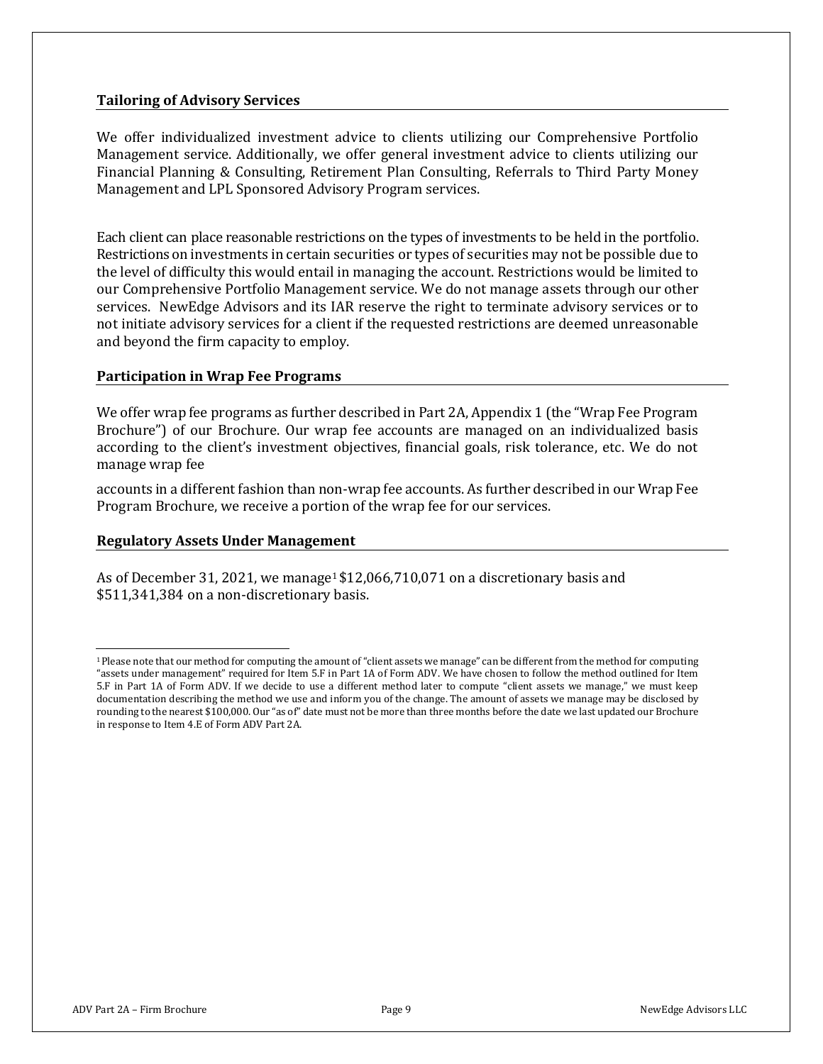## Tailoring of Advisory Services

We offer individualized investment advice to clients utilizing our Comprehensive Portfolio Management service. Additionally, we offer general investment advice to clients utilizing our Financial Planning & Consulting, Retirement Plan Consulting, Referrals to Third Party Money Management and LPL Sponsored Advisory Program services.

Each client can place reasonable restrictions on the types of investments to be held in the portfolio. Restrictions on investments in certain securities or types of securities may not be possible due to the level of difficulty this would entail in managing the account. Restrictions would be limited to our Comprehensive Portfolio Management service. We do not manage assets through our other services. NewEdge Advisors and its IAR reserve the right to terminate advisory services or to not initiate advisory services for a client if the requested restrictions are deemed unreasonable and beyond the firm capacity to employ.

## Participation in Wrap Fee Programs

We offer wrap fee programs as further described in Part 2A, Appendix 1 (the "Wrap Fee Program Brochure") of our Brochure. Our wrap fee accounts are managed on an individualized basis according to the client's investment objectives, financial goals, risk tolerance, etc. We do not manage wrap fee

accounts in a different fashion than non-wrap fee accounts. As further described in our Wrap Fee Program Brochure, we receive a portion of the wrap fee for our services.

## Regulatory Assets Under Management

As of December 31, 2021, we manage[1] $12,066,710,071 on a discretionary basis and $511,341,384 on a non-discretionary basis.

---

[1] Please note that our method for computing the amount of "client assets we manage" can be different from the method for computing "assets under management" required for Item 5.F in Part 1A of Form ADV. We have chosen to follow the method outlined for Item 5.F in Part 1A of Form ADV. If we decide to use a different method later to compute "client assets we manage," we must keep documentation describing the method we use and inform you of the change. The amount of assets we manage may be disclosed by rounding to the nearest $100,000. Our "as of" date must not be more than three months before the date we last updated our Brochure in response to Item 4.E of Form ADV Part 2A.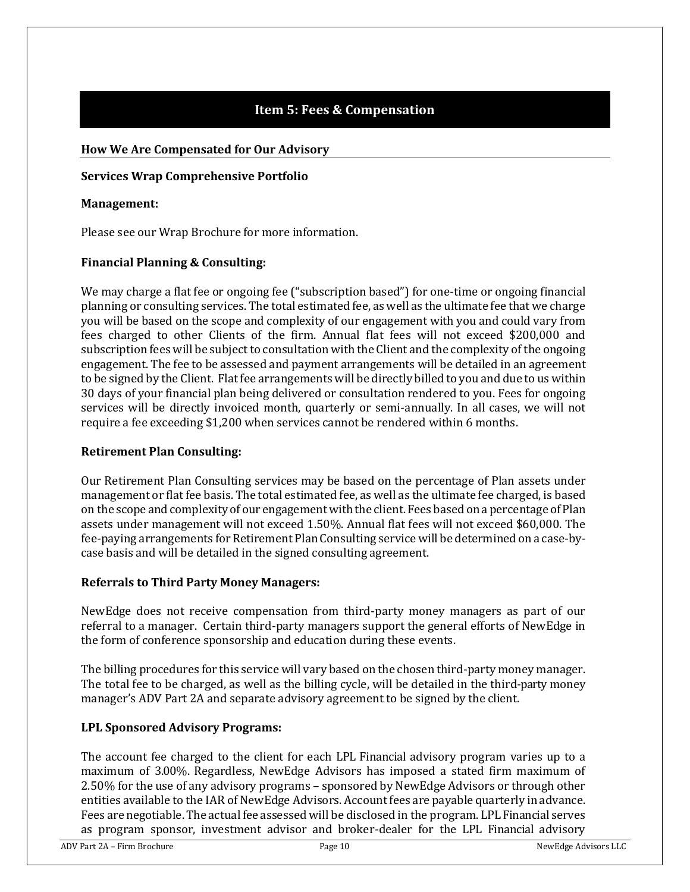## Item 5: Fees & Compensation

### How We Are Compensated for Our Advisory

**Services Wrap Comprehensive Portfolio**

**Management:**

Please see our Wrap Brochure for more information.

**Financial Planning & Consulting:**

We may charge a flat fee or ongoing fee ("subscription based") for one-time or ongoing financial planning or consulting services. The total estimated fee, as well as the ultimate fee that we charge you will be based on the scope and complexity of our engagement with you and could vary from fees charged to other Clients of the firm. Annual flat fees will not exceed $200,000 and subscription fees will be subject to consultation with the Client and the complexity of the ongoing engagement. The fee to be assessed and payment arrangements will be detailed in an agreement to be signed by the Client. Flat fee arrangements will be directly billed to you and due to us within 30 days of your financial plan being delivered or consultation rendered to you. Fees for ongoing services will be directly invoiced month, quarterly or semi-annually. In all cases, we will not require a fee exceeding $1,200 when services cannot be rendered within 6 months.

**Retirement Plan Consulting:**

Our Retirement Plan Consulting services may be based on the percentage of Plan assets under management or flat fee basis. The total estimated fee, as well as the ultimate fee charged, is based on the scope and complexity of our engagement with the client. Fees based on a percentage of Plan assets under management will not exceed 1.50%. Annual flat fees will not exceed $60,000. The fee-paying arrangements for Retirement Plan Consulting service will be determined on a case-by-case basis and will be detailed in the signed consulting agreement.

**Referrals to Third Party Money Managers:**

NewEdge does not receive compensation from third-party money managers as part of our referral to a manager. Certain third-party managers support the general efforts of NewEdge in the form of conference sponsorship and education during these events.

The billing procedures for this service will vary based on the chosen third-party money manager. The total fee to be charged, as well as the billing cycle, will be detailed in the third-party money manager's ADV Part 2A and separate advisory agreement to be signed by the client.

**LPL Sponsored Advisory Programs:**

The account fee charged to the client for each LPL Financial advisory program varies up to a maximum of 3.00%. Regardless, NewEdge Advisors has imposed a stated firm maximum of 2.50% for the use of any advisory programs – sponsored by NewEdge Advisors or through other entities available to the IAR of NewEdge Advisors. Account fees are payable quarterly in advance. Fees are negotiable. The actual fee assessed will be disclosed in the program. LPL Financial serves as program sponsor, investment advisor and broker-dealer for the LPL Financial advisory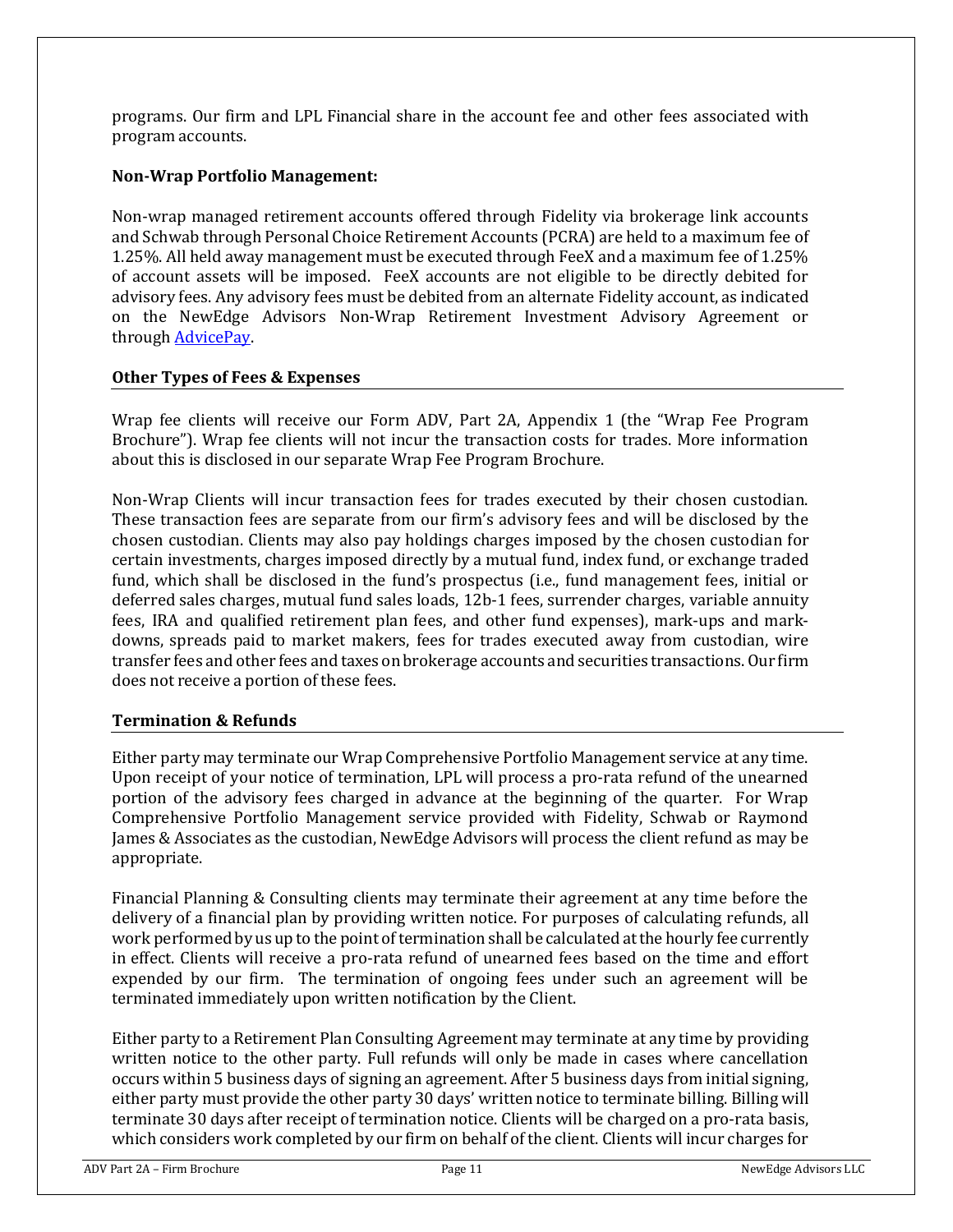programs. Our firm and LPL Financial share in the account fee and other fees associated with program accounts.

**Non-Wrap Portfolio Management:**

Non-wrap managed retirement accounts offered through Fidelity via brokerage link accounts and Schwab through Personal Choice Retirement Accounts (PCRA) are held to a maximum fee of 1.25%. All held away management must be executed through FeeX and a maximum fee of 1.25% of account assets will be imposed. FeeX accounts are not eligible to be directly debited for advisory fees. Any advisory fees must be debited from an alternate Fidelity account, as indicated on the NewEdge Advisors Non-Wrap Retirement Investment Advisory Agreement or through [AdvicePay](AdvicePay).

## Other Types of Fees & Expenses

Wrap fee clients will receive our Form ADV, Part 2A, Appendix 1 (the "Wrap Fee Program Brochure"). Wrap fee clients will not incur the transaction costs for trades. More information about this is disclosed in our separate Wrap Fee Program Brochure.

Non-Wrap Clients will incur transaction fees for trades executed by their chosen custodian. These transaction fees are separate from our firm's advisory fees and will be disclosed by the chosen custodian. Clients may also pay holdings charges imposed by the chosen custodian for certain investments, charges imposed directly by a mutual fund, index fund, or exchange traded fund, which shall be disclosed in the fund's prospectus (i.e., fund management fees, initial or deferred sales charges, mutual fund sales loads, 12b-1 fees, surrender charges, variable annuity fees, IRA and qualified retirement plan fees, and other fund expenses), mark-ups and mark-downs, spreads paid to market makers, fees for trades executed away from custodian, wire transfer fees and other fees and taxes on brokerage accounts and securities transactions. Our firm does not receive a portion of these fees.

## Termination & Refunds

Either party may terminate our Wrap Comprehensive Portfolio Management service at any time. Upon receipt of your notice of termination, LPL will process a pro-rata refund of the unearned portion of the advisory fees charged in advance at the beginning of the quarter. For Wrap Comprehensive Portfolio Management service provided with Fidelity, Schwab or Raymond James & Associates as the custodian, NewEdge Advisors will process the client refund as may be appropriate.

Financial Planning & Consulting clients may terminate their agreement at any time before the delivery of a financial plan by providing written notice. For purposes of calculating refunds, all work performed by us up to the point of termination shall be calculated at the hourly fee currently in effect. Clients will receive a pro-rata refund of unearned fees based on the time and effort expended by our firm. The termination of ongoing fees under such an agreement will be terminated immediately upon written notification by the Client.

Either party to a Retirement Plan Consulting Agreement may terminate at any time by providing written notice to the other party. Full refunds will only be made in cases where cancellation occurs within 5 business days of signing an agreement. After 5 business days from initial signing, either party must provide the other party 30 days' written notice to terminate billing. Billing will terminate 30 days after receipt of termination notice. Clients will be charged on a pro-rata basis, which considers work completed by our firm on behalf of the client. Clients will incur charges for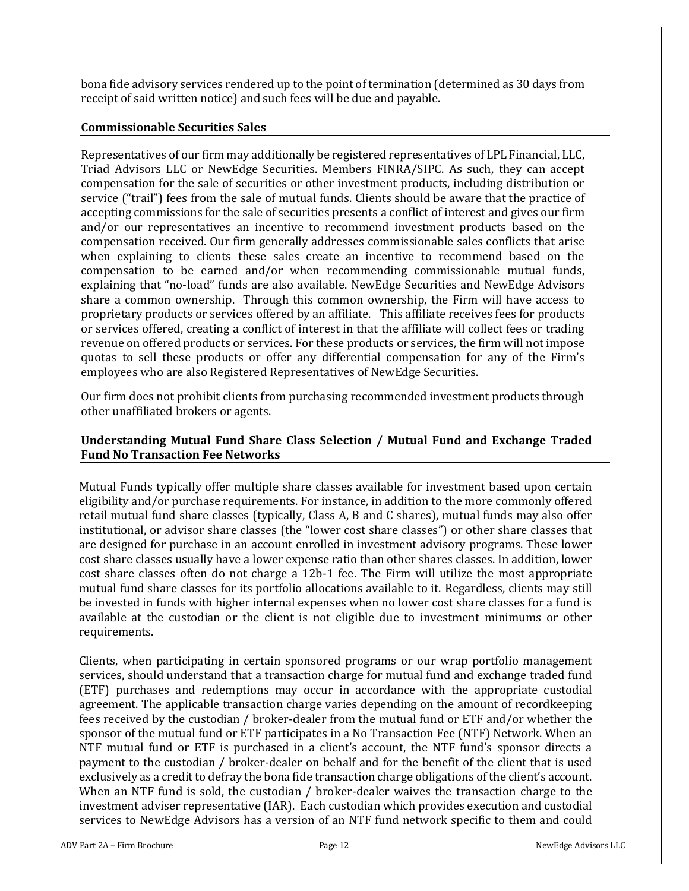bona fide advisory services rendered up to the point of termination (determined as 30 days from receipt of said written notice) and such fees will be due and payable.

### Commissionable Securities Sales

Representatives of our firm may additionally be registered representatives of LPL Financial, LLC, Triad Advisors LLC or NewEdge Securities. Members FINRA/SIPC. As such, they can accept compensation for the sale of securities or other investment products, including distribution or service ("trail") fees from the sale of mutual funds. Clients should be aware that the practice of accepting commissions for the sale of securities presents a conflict of interest and gives our firm and/or our representatives an incentive to recommend investment products based on the compensation received. Our firm generally addresses commissionable sales conflicts that arise when explaining to clients these sales create an incentive to recommend based on the compensation to be earned and/or when recommending commissionable mutual funds, explaining that "no-load" funds are also available. NewEdge Securities and NewEdge Advisors share a common ownership. Through this common ownership, the Firm will have access to proprietary products or services offered by an affiliate. This affiliate receives fees for products or services offered, creating a conflict of interest in that the affiliate will collect fees or trading revenue on offered products or services. For these products or services, the firm will not impose quotas to sell these products or offer any differential compensation for any of the Firm's employees who are also Registered Representatives of NewEdge Securities.

Our firm does not prohibit clients from purchasing recommended investment products through other unaffiliated brokers or agents.

### Understanding Mutual Fund Share Class Selection / Mutual Fund and Exchange Traded Fund No Transaction Fee Networks

Mutual Funds typically offer multiple share classes available for investment based upon certain eligibility and/or purchase requirements. For instance, in addition to the more commonly offered retail mutual fund share classes (typically, Class A, B and C shares), mutual funds may also offer institutional, or advisor share classes (the "lower cost share classes") or other share classes that are designed for purchase in an account enrolled in investment advisory programs. These lower cost share classes usually have a lower expense ratio than other shares classes. In addition, lower cost share classes often do not charge a 12b-1 fee. The Firm will utilize the most appropriate mutual fund share classes for its portfolio allocations available to it. Regardless, clients may still be invested in funds with higher internal expenses when no lower cost share classes for a fund is available at the custodian or the client is not eligible due to investment minimums or other requirements.

Clients, when participating in certain sponsored programs or our wrap portfolio management services, should understand that a transaction charge for mutual fund and exchange traded fund (ETF) purchases and redemptions may occur in accordance with the appropriate custodial agreement. The applicable transaction charge varies depending on the amount of recordkeeping fees received by the custodian / broker-dealer from the mutual fund or ETF and/or whether the sponsor of the mutual fund or ETF participates in a No Transaction Fee (NTF) Network. When an NTF mutual fund or ETF is purchased in a client's account, the NTF fund's sponsor directs a payment to the custodian / broker-dealer on behalf and for the benefit of the client that is used exclusively as a credit to defray the bona fide transaction charge obligations of the client's account. When an NTF fund is sold, the custodian / broker-dealer waives the transaction charge to the investment adviser representative (IAR). Each custodian which provides execution and custodial services to NewEdge Advisors has a version of an NTF fund network specific to them and could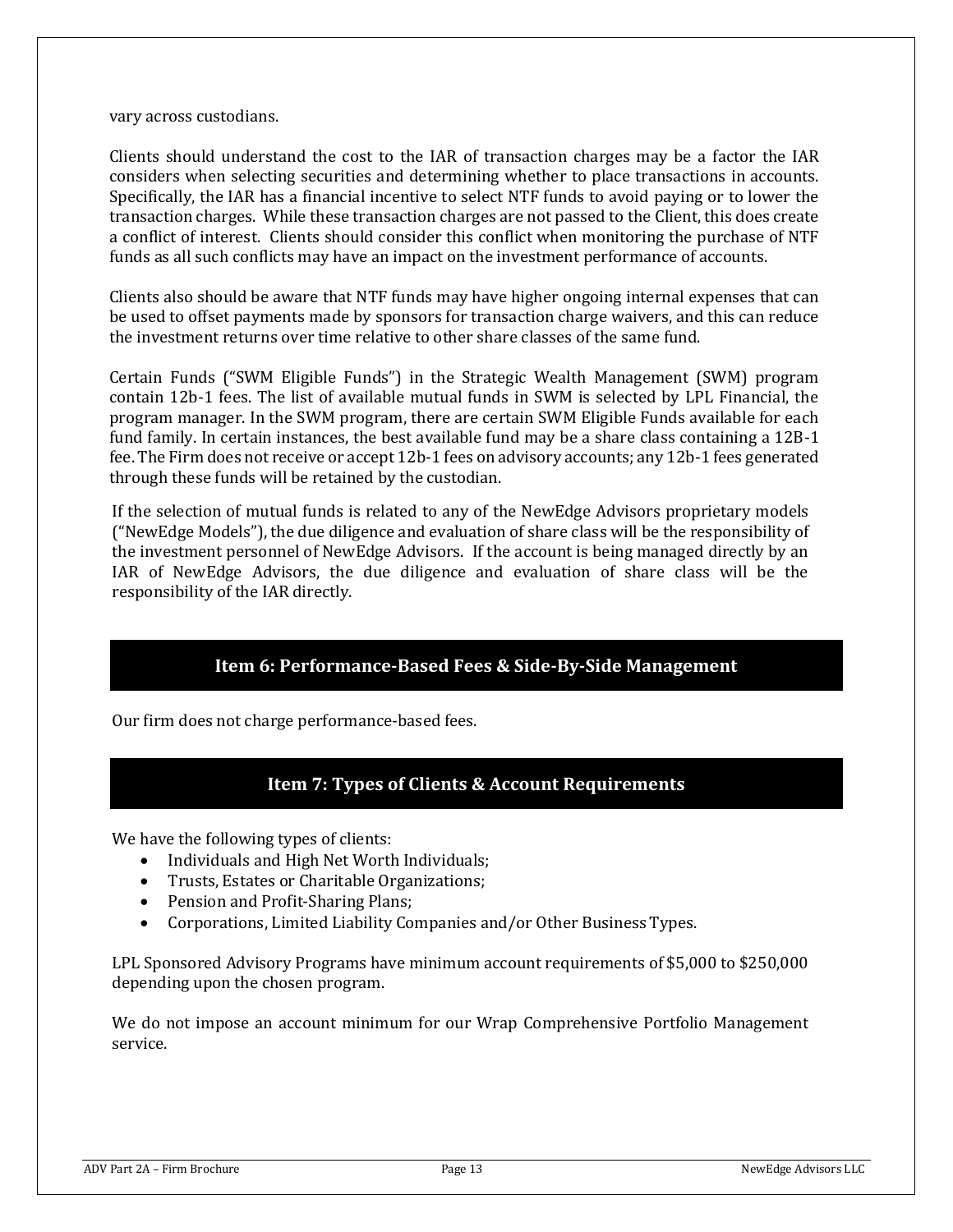vary across custodians.

Clients should understand the cost to the IAR of transaction charges may be a factor the IAR considers when selecting securities and determining whether to place transactions in accounts. Specifically, the IAR has a financial incentive to select NTF funds to avoid paying or to lower the transaction charges. While these transaction charges are not passed to the Client, this does create a conflict of interest. Clients should consider this conflict when monitoring the purchase of NTF funds as all such conflicts may have an impact on the investment performance of accounts.

Clients also should be aware that NTF funds may have higher ongoing internal expenses that can be used to offset payments made by sponsors for transaction charge waivers, and this can reduce the investment returns over time relative to other share classes of the same fund.

Certain Funds ("SWM Eligible Funds") in the Strategic Wealth Management (SWM) program contain 12b-1 fees. The list of available mutual funds in SWM is selected by LPL Financial, the program manager. In the SWM program, there are certain SWM Eligible Funds available for each fund family. In certain instances, the best available fund may be a share class containing a 12B-1 fee. The Firm does not receive or accept 12b-1 fees on advisory accounts; any 12b-1 fees generated through these funds will be retained by the custodian.

If the selection of mutual funds is related to any of the NewEdge Advisors proprietary models ("NewEdge Models"), the due diligence and evaluation of share class will be the responsibility of the investment personnel of NewEdge Advisors. If the account is being managed directly by an IAR of NewEdge Advisors, the due diligence and evaluation of share class will be the responsibility of the IAR directly.

## Item 6: Performance-Based Fees & Side-By-Side Management

Our firm does not charge performance-based fees.

## Item 7: Types of Clients & Account Requirements

We have the following types of clients:

- Individuals and High Net Worth Individuals;
- Trusts, Estates or Charitable Organizations;
- Pension and Profit-Sharing Plans;
- Corporations, Limited Liability Companies and/or Other Business Types.

LPL Sponsored Advisory Programs have minimum account requirements of $5,000 to $250,000 depending upon the chosen program.

We do not impose an account minimum for our Wrap Comprehensive Portfolio Management service.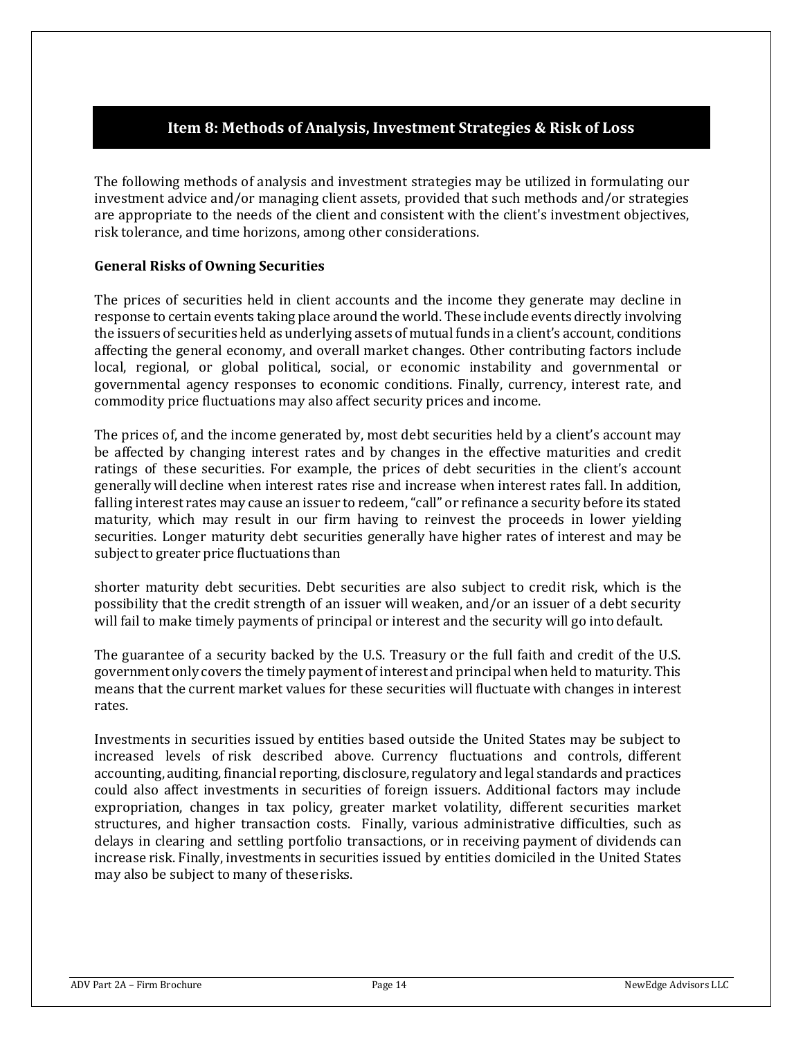## Item 8: Methods of Analysis, Investment Strategies & Risk of Loss

The following methods of analysis and investment strategies may be utilized in formulating our investment advice and/or managing client assets, provided that such methods and/or strategies are appropriate to the needs of the client and consistent with the client's investment objectives, risk tolerance, and time horizons, among other considerations.

**General Risks of Owning Securities**

The prices of securities held in client accounts and the income they generate may decline in response to certain events taking place around the world. These include events directly involving the issuers of securities held as underlying assets of mutual funds in a client's account, conditions affecting the general economy, and overall market changes. Other contributing factors include local, regional, or global political, social, or economic instability and governmental or governmental agency responses to economic conditions. Finally, currency, interest rate, and commodity price fluctuations may also affect security prices and income.

The prices of, and the income generated by, most debt securities held by a client's account may be affected by changing interest rates and by changes in the effective maturities and credit ratings of these securities. For example, the prices of debt securities in the client's account generally will decline when interest rates rise and increase when interest rates fall. In addition, falling interest rates may cause an issuer to redeem, "call" or refinance a security before its stated maturity, which may result in our firm having to reinvest the proceeds in lower yielding securities. Longer maturity debt securities generally have higher rates of interest and may be subject to greater price fluctuations than shorter maturity debt securities. Debt securities are also subject to credit risk, which is the possibility that the credit strength of an issuer will weaken, and/or an issuer of a debt security will fail to make timely payments of principal or interest and the security will go into default.

The guarantee of a security backed by the U.S. Treasury or the full faith and credit of the U.S. government only covers the timely payment of interest and principal when held to maturity. This means that the current market values for these securities will fluctuate with changes in interest rates.

Investments in securities issued by entities based outside the United States may be subject to increased levels of risk described above. Currency fluctuations and controls, different accounting, auditing, financial reporting, disclosure, regulatory and legal standards and practices could also affect investments in securities of foreign issuers. Additional factors may include expropriation, changes in tax policy, greater market volatility, different securities market structures, and higher transaction costs. Finally, various administrative difficulties, such as delays in clearing and settling portfolio transactions, or in receiving payment of dividends can increase risk. Finally, investments in securities issued by entities domiciled in the United States may also be subject to many of these risks.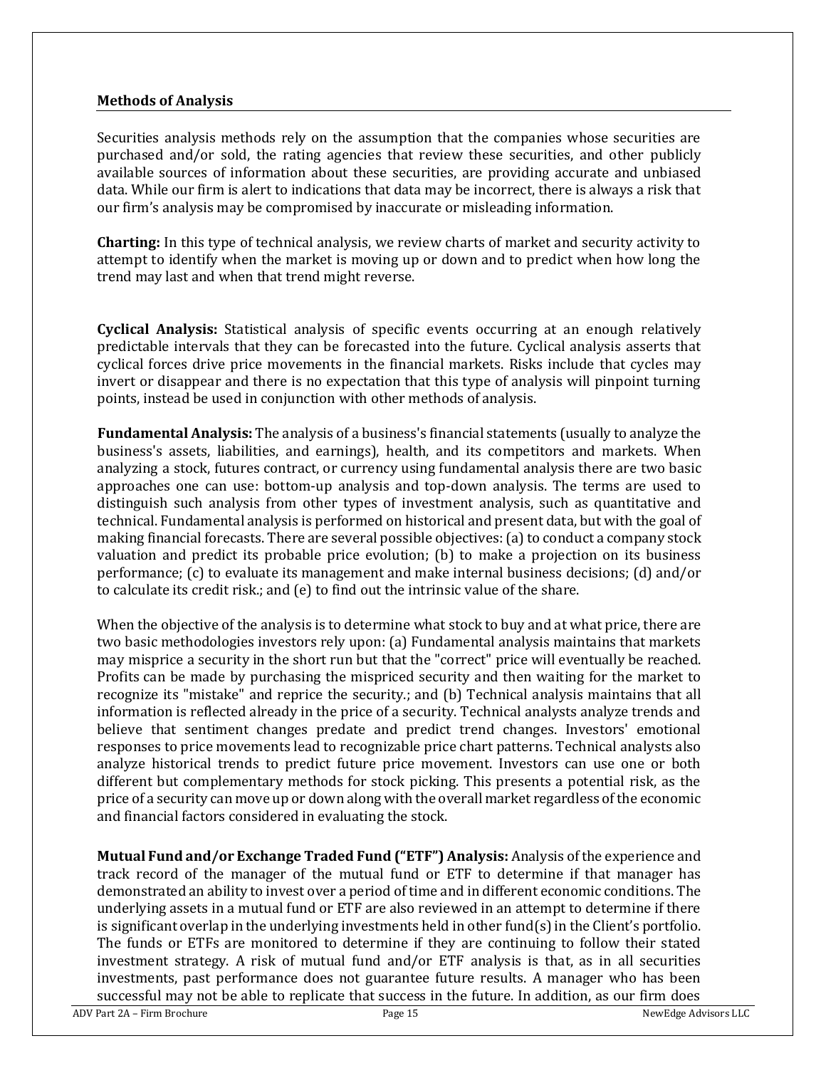## Methods of Analysis

Securities analysis methods rely on the assumption that the companies whose securities are purchased and/or sold, the rating agencies that review these securities, and other publicly available sources of information about these securities, are providing accurate and unbiased data. While our firm is alert to indications that data may be incorrect, there is always a risk that our firm's analysis may be compromised by inaccurate or misleading information.

**Charting:** In this type of technical analysis, we review charts of market and security activity to attempt to identify when the market is moving up or down and to predict when how long the trend may last and when that trend might reverse.

**Cyclical Analysis:** Statistical analysis of specific events occurring at an enough relatively predictable intervals that they can be forecasted into the future. Cyclical analysis asserts that cyclical forces drive price movements in the financial markets. Risks include that cycles may invert or disappear and there is no expectation that this type of analysis will pinpoint turning points, instead be used in conjunction with other methods of analysis.

**Fundamental Analysis:** The analysis of a business's financial statements (usually to analyze the business's assets, liabilities, and earnings), health, and its competitors and markets. When analyzing a stock, futures contract, or currency using fundamental analysis there are two basic approaches one can use: bottom-up analysis and top-down analysis. The terms are used to distinguish such analysis from other types of investment analysis, such as quantitative and technical. Fundamental analysis is performed on historical and present data, but with the goal of making financial forecasts. There are several possible objectives: (a) to conduct a company stock valuation and predict its probable price evolution; (b) to make a projection on its business performance; (c) to evaluate its management and make internal business decisions; (d) and/or to calculate its credit risk.; and (e) to find out the intrinsic value of the share.

When the objective of the analysis is to determine what stock to buy and at what price, there are two basic methodologies investors rely upon: (a) Fundamental analysis maintains that markets may misprice a security in the short run but that the "correct" price will eventually be reached. Profits can be made by purchasing the mispriced security and then waiting for the market to recognize its "mistake" and reprice the security.; and (b) Technical analysis maintains that all information is reflected already in the price of a security. Technical analysts analyze trends and believe that sentiment changes predate and predict trend changes. Investors' emotional responses to price movements lead to recognizable price chart patterns. Technical analysts also analyze historical trends to predict future price movement. Investors can use one or both different but complementary methods for stock picking. This presents a potential risk, as the price of a security can move up or down along with the overall market regardless of the economic and financial factors considered in evaluating the stock.

**Mutual Fund and/or Exchange Traded Fund ("ETF") Analysis:** Analysis of the experience and track record of the manager of the mutual fund or ETF to determine if that manager has demonstrated an ability to invest over a period of time and in different economic conditions. The underlying assets in a mutual fund or ETF are also reviewed in an attempt to determine if there is significant overlap in the underlying investments held in other fund(s) in the Client's portfolio. The funds or ETFs are monitored to determine if they are continuing to follow their stated investment strategy. A risk of mutual fund and/or ETF analysis is that, as in all securities investments, past performance does not guarantee future results. A manager who has been successful may not be able to replicate that success in the future. In addition, as our firm does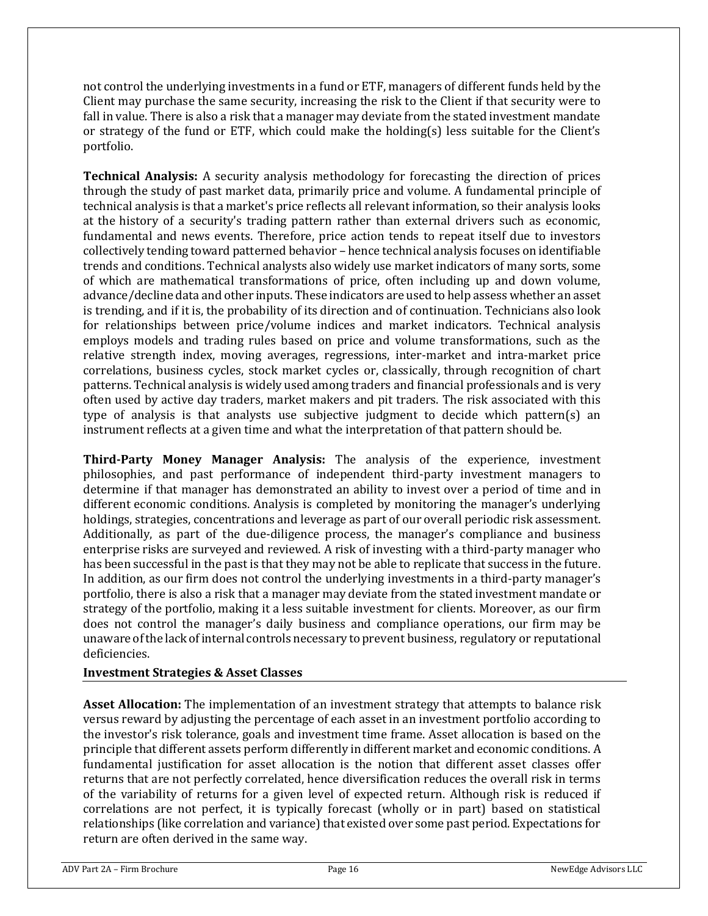not control the underlying investments in a fund or ETF, managers of different funds held by the Client may purchase the same security, increasing the risk to the Client if that security were to fall in value. There is also a risk that a manager may deviate from the stated investment mandate or strategy of the fund or ETF, which could make the holding(s) less suitable for the Client's portfolio.

**Technical Analysis:** A security analysis methodology for forecasting the direction of prices through the study of past market data, primarily price and volume. A fundamental principle of technical analysis is that a market's price reflects all relevant information, so their analysis looks at the history of a security's trading pattern rather than external drivers such as economic, fundamental and news events. Therefore, price action tends to repeat itself due to investors collectively tending toward patterned behavior – hence technical analysis focuses on identifiable trends and conditions. Technical analysts also widely use market indicators of many sorts, some of which are mathematical transformations of price, often including up and down volume, advance/decline data and other inputs. These indicators are used to help assess whether an asset is trending, and if it is, the probability of its direction and of continuation. Technicians also look for relationships between price/volume indices and market indicators. Technical analysis employs models and trading rules based on price and volume transformations, such as the relative strength index, moving averages, regressions, inter-market and intra-market price correlations, business cycles, stock market cycles or, classically, through recognition of chart patterns. Technical analysis is widely used among traders and financial professionals and is very often used by active day traders, market makers and pit traders. The risk associated with this type of analysis is that analysts use subjective judgment to decide which pattern(s) an instrument reflects at a given time and what the interpretation of that pattern should be.

**Third-Party Money Manager Analysis:** The analysis of the experience, investment philosophies, and past performance of independent third-party investment managers to determine if that manager has demonstrated an ability to invest over a period of time and in different economic conditions. Analysis is completed by monitoring the manager's underlying holdings, strategies, concentrations and leverage as part of our overall periodic risk assessment. Additionally, as part of the due-diligence process, the manager's compliance and business enterprise risks are surveyed and reviewed. A risk of investing with a third-party manager who has been successful in the past is that they may not be able to replicate that success in the future. In addition, as our firm does not control the underlying investments in a third-party manager's portfolio, there is also a risk that a manager may deviate from the stated investment mandate or strategy of the portfolio, making it a less suitable investment for clients. Moreover, as our firm does not control the manager's daily business and compliance operations, our firm may be unaware of the lack of internal controls necessary to prevent business, regulatory or reputational deficiencies.

## Investment Strategies & Asset Classes

**Asset Allocation:** The implementation of an investment strategy that attempts to balance risk versus reward by adjusting the percentage of each asset in an investment portfolio according to the investor's risk tolerance, goals and investment time frame. Asset allocation is based on the principle that different assets perform differently in different market and economic conditions. A fundamental justification for asset allocation is the notion that different asset classes offer returns that are not perfectly correlated, hence diversification reduces the overall risk in terms of the variability of returns for a given level of expected return. Although risk is reduced if correlations are not perfect, it is typically forecast (wholly or in part) based on statistical relationships (like correlation and variance) that existed over some past period. Expectations for return are often derived in the same way.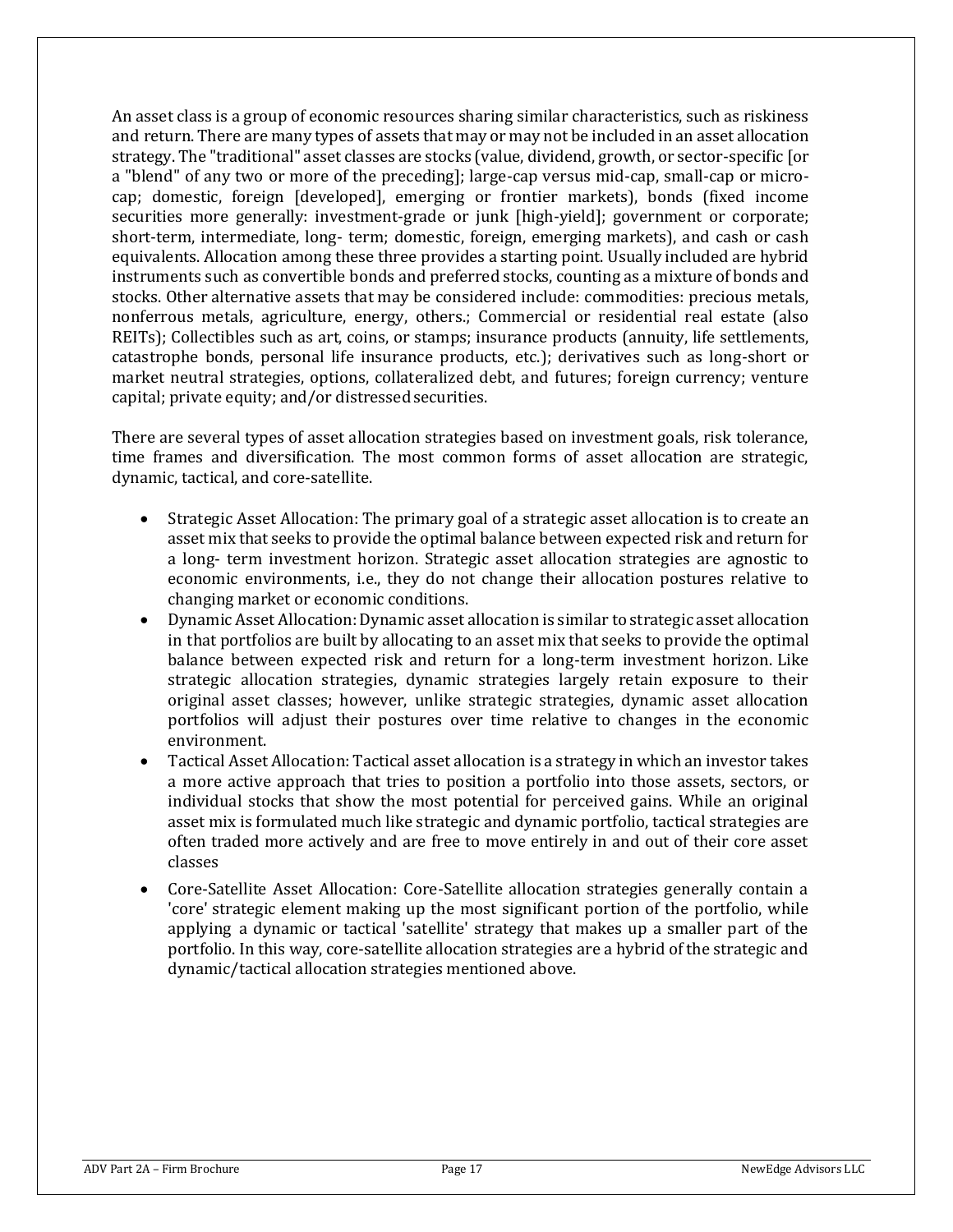An asset class is a group of economic resources sharing similar characteristics, such as riskiness and return. There are many types of assets that may or may not be included in an asset allocation strategy. The "traditional" asset classes are stocks (value, dividend, growth, or sector-specific [or a "blend" of any two or more of the preceding]; large-cap versus mid-cap, small-cap or micro-cap; domestic, foreign [developed], emerging or frontier markets), bonds (fixed income securities more generally: investment-grade or junk [high-yield]; government or corporate; short-term, intermediate, long- term; domestic, foreign, emerging markets), and cash or cash equivalents. Allocation among these three provides a starting point. Usually included are hybrid instruments such as convertible bonds and preferred stocks, counting as a mixture of bonds and stocks. Other alternative assets that may be considered include: commodities: precious metals, nonferrous metals, agriculture, energy, others.; Commercial or residential real estate (also REITs); Collectibles such as art, coins, or stamps; insurance products (annuity, life settlements, catastrophe bonds, personal life insurance products, etc.); derivatives such as long-short or market neutral strategies, options, collateralized debt, and futures; foreign currency; venture capital; private equity; and/or distressed securities.

There are several types of asset allocation strategies based on investment goals, risk tolerance, time frames and diversification. The most common forms of asset allocation are strategic, dynamic, tactical, and core-satellite.

- Strategic Asset Allocation: The primary goal of a strategic asset allocation is to create an asset mix that seeks to provide the optimal balance between expected risk and return for a long- term investment horizon. Strategic asset allocation strategies are agnostic to economic environments, i.e., they do not change their allocation postures relative to changing market or economic conditions.
- Dynamic Asset Allocation: Dynamic asset allocation is similar to strategic asset allocation in that portfolios are built by allocating to an asset mix that seeks to provide the optimal balance between expected risk and return for a long-term investment horizon. Like strategic allocation strategies, dynamic strategies largely retain exposure to their original asset classes; however, unlike strategic strategies, dynamic asset allocation portfolios will adjust their postures over time relative to changes in the economic environment.
- Tactical Asset Allocation: Tactical asset allocation is a strategy in which an investor takes a more active approach that tries to position a portfolio into those assets, sectors, or individual stocks that show the most potential for perceived gains. While an original asset mix is formulated much like strategic and dynamic portfolio, tactical strategies are often traded more actively and are free to move entirely in and out of their core asset classes
- Core-Satellite Asset Allocation: Core-Satellite allocation strategies generally contain a 'core' strategic element making up the most significant portion of the portfolio, while applying a dynamic or tactical 'satellite' strategy that makes up a smaller part of the portfolio. In this way, core-satellite allocation strategies are a hybrid of the strategic and dynamic/tactical allocation strategies mentioned above.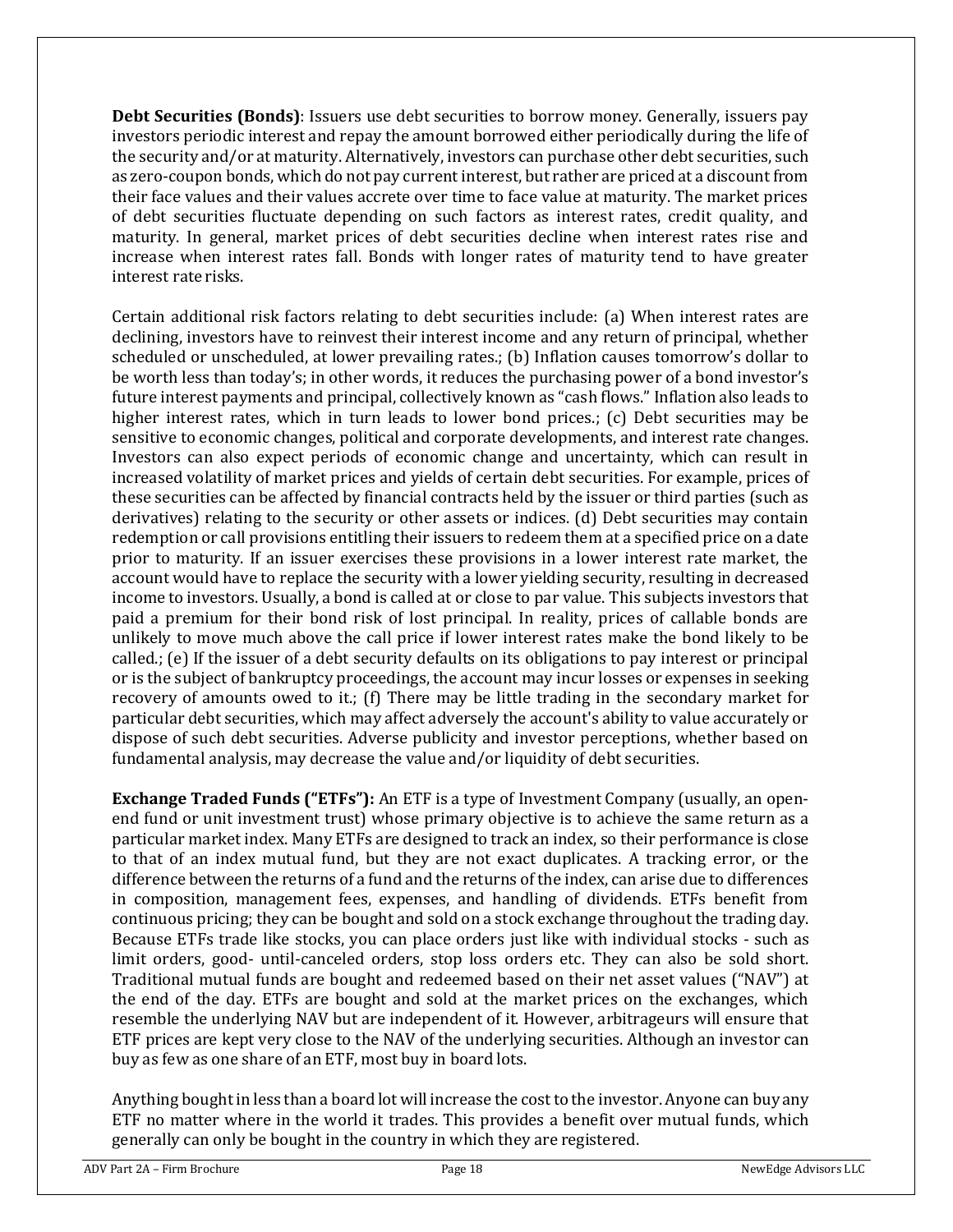**Debt Securities (Bonds)**: Issuers use debt securities to borrow money. Generally, issuers pay investors periodic interest and repay the amount borrowed either periodically during the life of the security and/or at maturity. Alternatively, investors can purchase other debt securities, such as zero-coupon bonds, which do not pay current interest, but rather are priced at a discount from their face values and their values accrete over time to face value at maturity. The market prices of debt securities fluctuate depending on such factors as interest rates, credit quality, and maturity. In general, market prices of debt securities decline when interest rates rise and increase when interest rates fall. Bonds with longer rates of maturity tend to have greater interest rate risks.

Certain additional risk factors relating to debt securities include: (a) When interest rates are declining, investors have to reinvest their interest income and any return of principal, whether scheduled or unscheduled, at lower prevailing rates.; (b) Inflation causes tomorrow's dollar to be worth less than today's; in other words, it reduces the purchasing power of a bond investor's future interest payments and principal, collectively known as "cash flows." Inflation also leads to higher interest rates, which in turn leads to lower bond prices.; (c) Debt securities may be sensitive to economic changes, political and corporate developments, and interest rate changes. Investors can also expect periods of economic change and uncertainty, which can result in increased volatility of market prices and yields of certain debt securities. For example, prices of these securities can be affected by financial contracts held by the issuer or third parties (such as derivatives) relating to the security or other assets or indices. (d) Debt securities may contain redemption or call provisions entitling their issuers to redeem them at a specified price on a date prior to maturity. If an issuer exercises these provisions in a lower interest rate market, the account would have to replace the security with a lower yielding security, resulting in decreased income to investors. Usually, a bond is called at or close to par value. This subjects investors that paid a premium for their bond risk of lost principal. In reality, prices of callable bonds are unlikely to move much above the call price if lower interest rates make the bond likely to be called.; (e) If the issuer of a debt security defaults on its obligations to pay interest or principal or is the subject of bankruptcy proceedings, the account may incur losses or expenses in seeking recovery of amounts owed to it.; (f) There may be little trading in the secondary market for particular debt securities, which may affect adversely the account's ability to value accurately or dispose of such debt securities. Adverse publicity and investor perceptions, whether based on fundamental analysis, may decrease the value and/or liquidity of debt securities.

**Exchange Traded Funds ("ETFs"):** An ETF is a type of Investment Company (usually, an open-end fund or unit investment trust) whose primary objective is to achieve the same return as a particular market index. Many ETFs are designed to track an index, so their performance is close to that of an index mutual fund, but they are not exact duplicates. A tracking error, or the difference between the returns of a fund and the returns of the index, can arise due to differences in composition, management fees, expenses, and handling of dividends. ETFs benefit from continuous pricing; they can be bought and sold on a stock exchange throughout the trading day. Because ETFs trade like stocks, you can place orders just like with individual stocks - such as limit orders, good- until-canceled orders, stop loss orders etc. They can also be sold short. Traditional mutual funds are bought and redeemed based on their net asset values ("NAV") at the end of the day. ETFs are bought and sold at the market prices on the exchanges, which resemble the underlying NAV but are independent of it. However, arbitrageurs will ensure that ETF prices are kept very close to the NAV of the underlying securities. Although an investor can buy as few as one share of an ETF, most buy in board lots.

Anything bought in less than a board lot will increase the cost to the investor. Anyone can buy any ETF no matter where in the world it trades. This provides a benefit over mutual funds, which generally can only be bought in the country in which they are registered.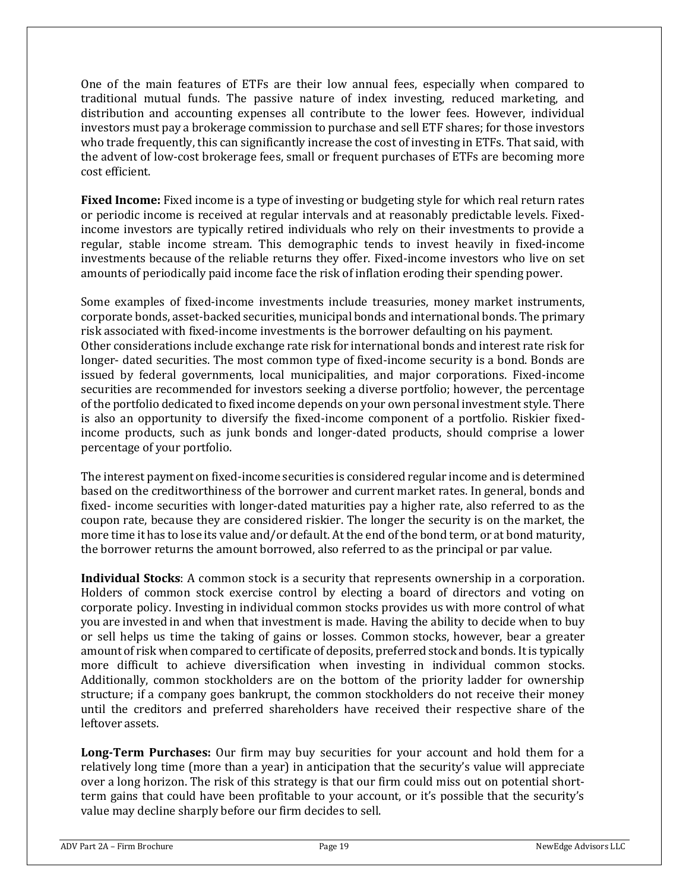One of the main features of ETFs are their low annual fees, especially when compared to traditional mutual funds. The passive nature of index investing, reduced marketing, and distribution and accounting expenses all contribute to the lower fees. However, individual investors must pay a brokerage commission to purchase and sell ETF shares; for those investors who trade frequently, this can significantly increase the cost of investing in ETFs. That said, with the advent of low-cost brokerage fees, small or frequent purchases of ETFs are becoming more cost efficient.

**Fixed Income:** Fixed income is a type of investing or budgeting style for which real return rates or periodic income is received at regular intervals and at reasonably predictable levels. Fixed-income investors are typically retired individuals who rely on their investments to provide a regular, stable income stream. This demographic tends to invest heavily in fixed-income investments because of the reliable returns they offer. Fixed-income investors who live on set amounts of periodically paid income face the risk of inflation eroding their spending power.

Some examples of fixed-income investments include treasuries, money market instruments, corporate bonds, asset-backed securities, municipal bonds and international bonds. The primary risk associated with fixed-income investments is the borrower defaulting on his payment. Other considerations include exchange rate risk for international bonds and interest rate risk for longer- dated securities. The most common type of fixed-income security is a bond. Bonds are issued by federal governments, local municipalities, and major corporations. Fixed-income securities are recommended for investors seeking a diverse portfolio; however, the percentage of the portfolio dedicated to fixed income depends on your own personal investment style. There is also an opportunity to diversify the fixed-income component of a portfolio. Riskier fixed-income products, such as junk bonds and longer-dated products, should comprise a lower percentage of your portfolio.

The interest payment on fixed-income securities is considered regular income and is determined based on the creditworthiness of the borrower and current market rates. In general, bonds and fixed- income securities with longer-dated maturities pay a higher rate, also referred to as the coupon rate, because they are considered riskier. The longer the security is on the market, the more time it has to lose its value and/or default. At the end of the bond term, or at bond maturity, the borrower returns the amount borrowed, also referred to as the principal or par value.

**Individual Stocks**: A common stock is a security that represents ownership in a corporation. Holders of common stock exercise control by electing a board of directors and voting on corporate policy. Investing in individual common stocks provides us with more control of what you are invested in and when that investment is made. Having the ability to decide when to buy or sell helps us time the taking of gains or losses. Common stocks, however, bear a greater amount of risk when compared to certificate of deposits, preferred stock and bonds. It is typically more difficult to achieve diversification when investing in individual common stocks. Additionally, common stockholders are on the bottom of the priority ladder for ownership structure; if a company goes bankrupt, the common stockholders do not receive their money until the creditors and preferred shareholders have received their respective share of the leftover assets.

**Long-Term Purchases:** Our firm may buy securities for your account and hold them for a relatively long time (more than a year) in anticipation that the security's value will appreciate over a long horizon. The risk of this strategy is that our firm could miss out on potential short-term gains that could have been profitable to your account, or it's possible that the security's value may decline sharply before our firm decides to sell.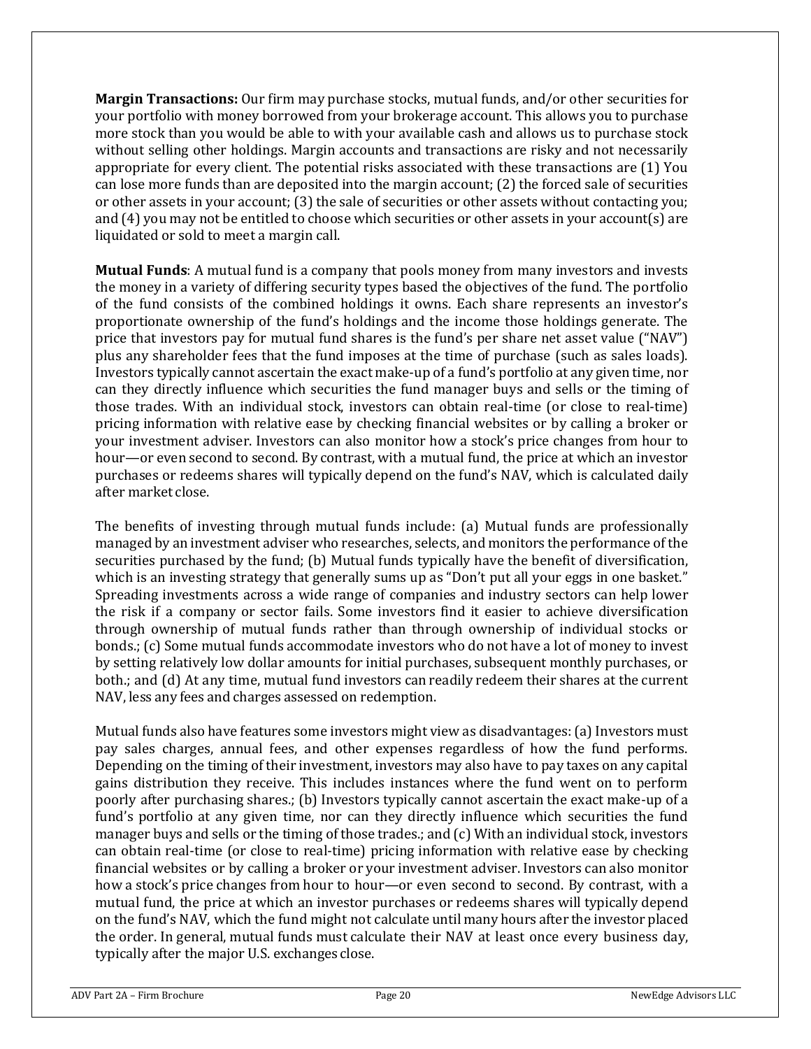**Margin Transactions:** Our firm may purchase stocks, mutual funds, and/or other securities for your portfolio with money borrowed from your brokerage account. This allows you to purchase more stock than you would be able to with your available cash and allows us to purchase stock without selling other holdings. Margin accounts and transactions are risky and not necessarily appropriate for every client. The potential risks associated with these transactions are (1) You can lose more funds than are deposited into the margin account; (2) the forced sale of securities or other assets in your account; (3) the sale of securities or other assets without contacting you; and (4) you may not be entitled to choose which securities or other assets in your account(s) are liquidated or sold to meet a margin call.

**Mutual Funds**: A mutual fund is a company that pools money from many investors and invests the money in a variety of differing security types based the objectives of the fund. The portfolio of the fund consists of the combined holdings it owns. Each share represents an investor's proportionate ownership of the fund's holdings and the income those holdings generate. The price that investors pay for mutual fund shares is the fund's per share net asset value ("NAV") plus any shareholder fees that the fund imposes at the time of purchase (such as sales loads). Investors typically cannot ascertain the exact make-up of a fund's portfolio at any given time, nor can they directly influence which securities the fund manager buys and sells or the timing of those trades. With an individual stock, investors can obtain real-time (or close to real-time) pricing information with relative ease by checking financial websites or by calling a broker or your investment adviser. Investors can also monitor how a stock's price changes from hour to hour—or even second to second. By contrast, with a mutual fund, the price at which an investor purchases or redeems shares will typically depend on the fund's NAV, which is calculated daily after market close.

The benefits of investing through mutual funds include: (a) Mutual funds are professionally managed by an investment adviser who researches, selects, and monitors the performance of the securities purchased by the fund; (b) Mutual funds typically have the benefit of diversification, which is an investing strategy that generally sums up as "Don't put all your eggs in one basket." Spreading investments across a wide range of companies and industry sectors can help lower the risk if a company or sector fails. Some investors find it easier to achieve diversification through ownership of mutual funds rather than through ownership of individual stocks or bonds.; (c) Some mutual funds accommodate investors who do not have a lot of money to invest by setting relatively low dollar amounts for initial purchases, subsequent monthly purchases, or both.; and (d) At any time, mutual fund investors can readily redeem their shares at the current NAV, less any fees and charges assessed on redemption.

Mutual funds also have features some investors might view as disadvantages: (a) Investors must pay sales charges, annual fees, and other expenses regardless of how the fund performs. Depending on the timing of their investment, investors may also have to pay taxes on any capital gains distribution they receive. This includes instances where the fund went on to perform poorly after purchasing shares.; (b) Investors typically cannot ascertain the exact make-up of a fund's portfolio at any given time, nor can they directly influence which securities the fund manager buys and sells or the timing of those trades.; and (c) With an individual stock, investors can obtain real-time (or close to real-time) pricing information with relative ease by checking financial websites or by calling a broker or your investment adviser. Investors can also monitor how a stock's price changes from hour to hour—or even second to second. By contrast, with a mutual fund, the price at which an investor purchases or redeems shares will typically depend on the fund's NAV, which the fund might not calculate until many hours after the investor placed the order. In general, mutual funds must calculate their NAV at least once every business day, typically after the major U.S. exchanges close.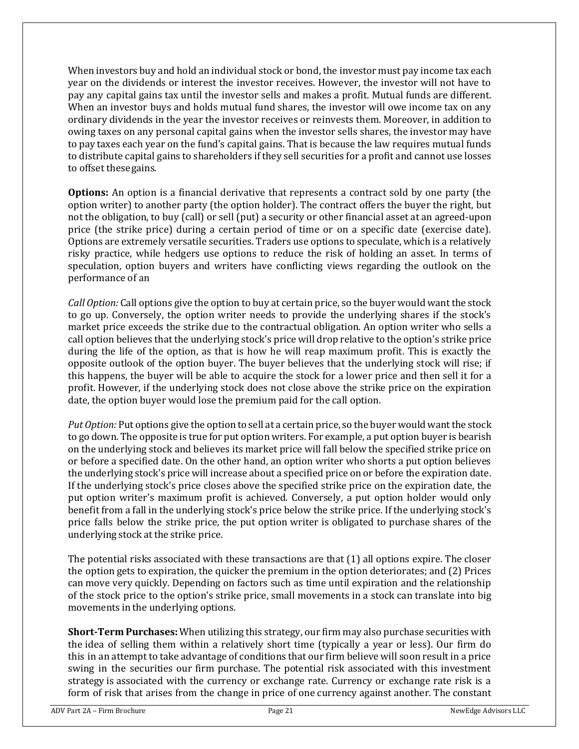When investors buy and hold an individual stock or bond, the investor must pay income tax each year on the dividends or interest the investor receives. However, the investor will not have to pay any capital gains tax until the investor sells and makes a profit. Mutual funds are different. When an investor buys and holds mutual fund shares, the investor will owe income tax on any ordinary dividends in the year the investor receives or reinvests them. Moreover, in addition to owing taxes on any personal capital gains when the investor sells shares, the investor may have to pay taxes each year on the fund's capital gains. That is because the law requires mutual funds to distribute capital gains to shareholders if they sell securities for a profit and cannot use losses to offset these gains.

**Options:** An option is a financial derivative that represents a contract sold by one party (the option writer) to another party (the option holder). The contract offers the buyer the right, but not the obligation, to buy (call) or sell (put) a security or other financial asset at an agreed-upon price (the strike price) during a certain period of time or on a specific date (exercise date). Options are extremely versatile securities. Traders use options to speculate, which is a relatively risky practice, while hedgers use options to reduce the risk of holding an asset. In terms of speculation, option buyers and writers have conflicting views regarding the outlook on the performance of an

*Call Option:* Call options give the option to buy at certain price, so the buyer would want the stock to go up. Conversely, the option writer needs to provide the underlying shares if the stock's market price exceeds the strike due to the contractual obligation. An option writer who sells a call option believes that the underlying stock's price will drop relative to the option's strike price during the life of the option, as that is how he will reap maximum profit. This is exactly the opposite outlook of the option buyer. The buyer believes that the underlying stock will rise; if this happens, the buyer will be able to acquire the stock for a lower price and then sell it for a profit. However, if the underlying stock does not close above the strike price on the expiration date, the option buyer would lose the premium paid for the call option.

*Put Option:* Put options give the option to sell at a certain price, so the buyer would want the stock to go down. The opposite is true for put option writers. For example, a put option buyer is bearish on the underlying stock and believes its market price will fall below the specified strike price on or before a specified date. On the other hand, an option writer who shorts a put option believes the underlying stock's price will increase about a specified price on or before the expiration date. If the underlying stock's price closes above the specified strike price on the expiration date, the put option writer's maximum profit is achieved. Conversely, a put option holder would only benefit from a fall in the underlying stock's price below the strike price. If the underlying stock's price falls below the strike price, the put option writer is obligated to purchase shares of the underlying stock at the strike price.

The potential risks associated with these transactions are that (1) all options expire. The closer the option gets to expiration, the quicker the premium in the option deteriorates; and (2) Prices can move very quickly. Depending on factors such as time until expiration and the relationship of the stock price to the option's strike price, small movements in a stock can translate into big movements in the underlying options.

**Short-Term Purchases:** When utilizing this strategy, our firm may also purchase securities with the idea of selling them within a relatively short time (typically a year or less). Our firm do this in an attempt to take advantage of conditions that our firm believe will soon result in a price swing in the securities our firm purchase. The potential risk associated with this investment strategy is associated with the currency or exchange rate. Currency or exchange rate risk is a form of risk that arises from the change in price of one currency against another. The constant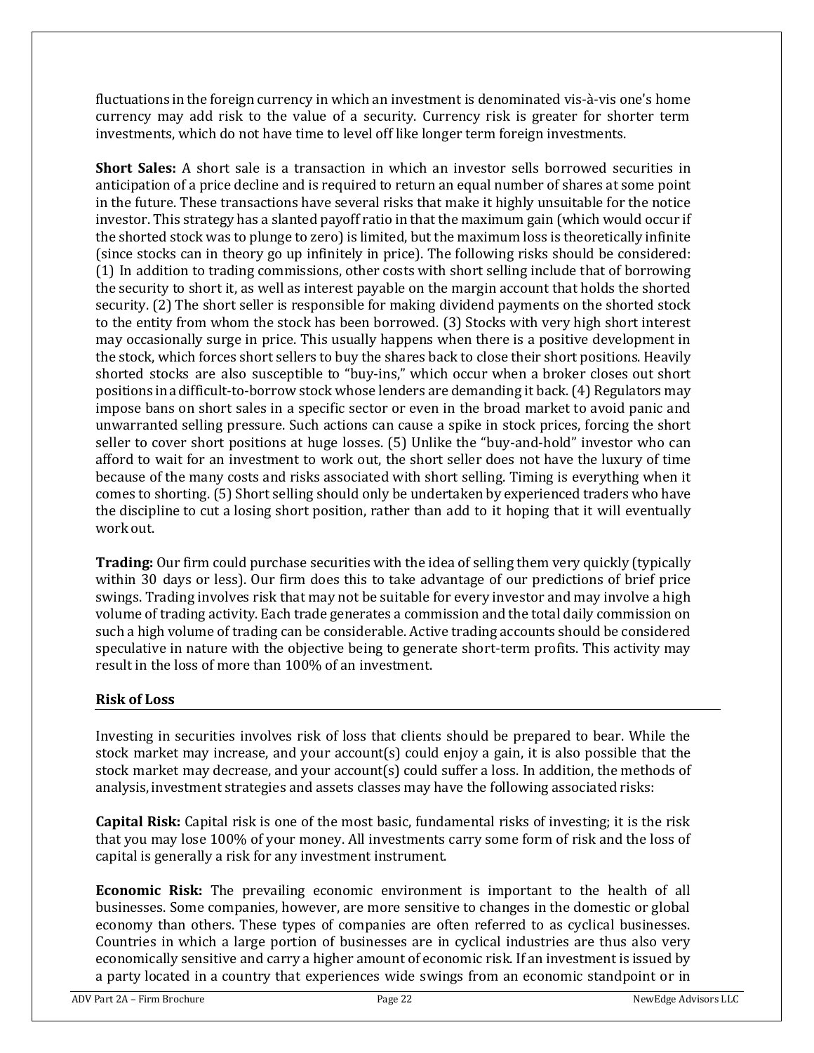fluctuations in the foreign currency in which an investment is denominated vis-à-vis one's home currency may add risk to the value of a security. Currency risk is greater for shorter term investments, which do not have time to level off like longer term foreign investments.

**Short Sales:** A short sale is a transaction in which an investor sells borrowed securities in anticipation of a price decline and is required to return an equal number of shares at some point in the future. These transactions have several risks that make it highly unsuitable for the notice investor. This strategy has a slanted payoff ratio in that the maximum gain (which would occur if the shorted stock was to plunge to zero) is limited, but the maximum loss is theoretically infinite (since stocks can in theory go up infinitely in price). The following risks should be considered: (1) In addition to trading commissions, other costs with short selling include that of borrowing the security to short it, as well as interest payable on the margin account that holds the shorted security. (2) The short seller is responsible for making dividend payments on the shorted stock to the entity from whom the stock has been borrowed. (3) Stocks with very high short interest may occasionally surge in price. This usually happens when there is a positive development in the stock, which forces short sellers to buy the shares back to close their short positions. Heavily shorted stocks are also susceptible to "buy-ins," which occur when a broker closes out short positions in a difficult-to-borrow stock whose lenders are demanding it back. (4) Regulators may impose bans on short sales in a specific sector or even in the broad market to avoid panic and unwarranted selling pressure. Such actions can cause a spike in stock prices, forcing the short seller to cover short positions at huge losses. (5) Unlike the "buy-and-hold" investor who can afford to wait for an investment to work out, the short seller does not have the luxury of time because of the many costs and risks associated with short selling. Timing is everything when it comes to shorting. (5) Short selling should only be undertaken by experienced traders who have the discipline to cut a losing short position, rather than add to it hoping that it will eventually work out.

**Trading:** Our firm could purchase securities with the idea of selling them very quickly (typically within 30 days or less). Our firm does this to take advantage of our predictions of brief price swings. Trading involves risk that may not be suitable for every investor and may involve a high volume of trading activity. Each trade generates a commission and the total daily commission on such a high volume of trading can be considerable. Active trading accounts should be considered speculative in nature with the objective being to generate short-term profits. This activity may result in the loss of more than 100% of an investment.

### Risk of Loss

Investing in securities involves risk of loss that clients should be prepared to bear. While the stock market may increase, and your account(s) could enjoy a gain, it is also possible that the stock market may decrease, and your account(s) could suffer a loss. In addition, the methods of analysis, investment strategies and assets classes may have the following associated risks:

**Capital Risk:** Capital risk is one of the most basic, fundamental risks of investing; it is the risk that you may lose 100% of your money. All investments carry some form of risk and the loss of capital is generally a risk for any investment instrument.

**Economic Risk:** The prevailing economic environment is important to the health of all businesses. Some companies, however, are more sensitive to changes in the domestic or global economy than others. These types of companies are often referred to as cyclical businesses. Countries in which a large portion of businesses are in cyclical industries are thus also very economically sensitive and carry a higher amount of economic risk. If an investment is issued by a party located in a country that experiences wide swings from an economic standpoint or in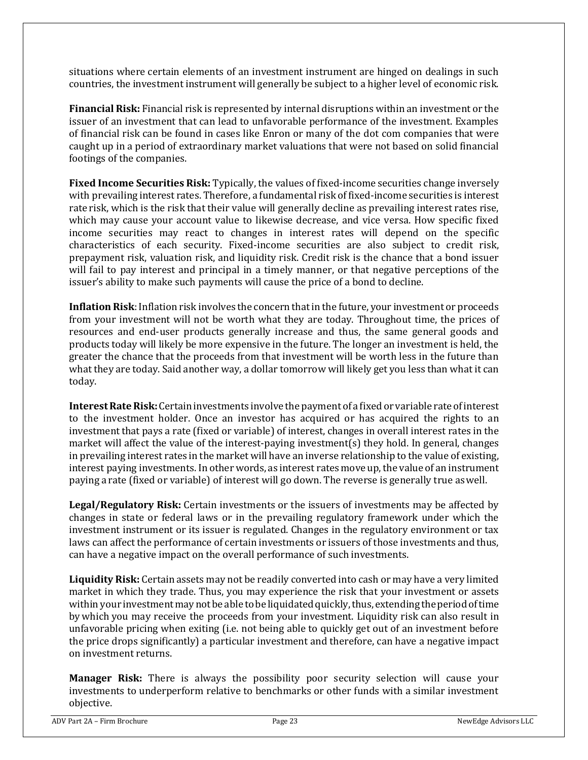situations where certain elements of an investment instrument are hinged on dealings in such countries, the investment instrument will generally be subject to a higher level of economic risk.

**Financial Risk:** Financial risk is represented by internal disruptions within an investment or the issuer of an investment that can lead to unfavorable performance of the investment. Examples of financial risk can be found in cases like Enron or many of the dot com companies that were caught up in a period of extraordinary market valuations that were not based on solid financial footings of the companies.

**Fixed Income Securities Risk:** Typically, the values of fixed-income securities change inversely with prevailing interest rates. Therefore, a fundamental risk of fixed-income securities is interest rate risk, which is the risk that their value will generally decline as prevailing interest rates rise, which may cause your account value to likewise decrease, and vice versa. How specific fixed income securities may react to changes in interest rates will depend on the specific characteristics of each security. Fixed-income securities are also subject to credit risk, prepayment risk, valuation risk, and liquidity risk. Credit risk is the chance that a bond issuer will fail to pay interest and principal in a timely manner, or that negative perceptions of the issuer's ability to make such payments will cause the price of a bond to decline.

**Inflation Risk**: Inflation risk involves the concern that in the future, your investment or proceeds from your investment will not be worth what they are today. Throughout time, the prices of resources and end-user products generally increase and thus, the same general goods and products today will likely be more expensive in the future. The longer an investment is held, the greater the chance that the proceeds from that investment will be worth less in the future than what they are today. Said another way, a dollar tomorrow will likely get you less than what it can today.

**Interest Rate Risk:** Certain investments involve the payment of a fixed or variable rate of interest to the investment holder. Once an investor has acquired or has acquired the rights to an investment that pays a rate (fixed or variable) of interest, changes in overall interest rates in the market will affect the value of the interest-paying investment(s) they hold. In general, changes in prevailing interest rates in the market will have an inverse relationship to the value of existing, interest paying investments. In other words, as interest rates move up, the value of an instrument paying a rate (fixed or variable) of interest will go down. The reverse is generally true as well.

**Legal/Regulatory Risk:** Certain investments or the issuers of investments may be affected by changes in state or federal laws or in the prevailing regulatory framework under which the investment instrument or its issuer is regulated. Changes in the regulatory environment or tax laws can affect the performance of certain investments or issuers of those investments and thus, can have a negative impact on the overall performance of such investments.

**Liquidity Risk:** Certain assets may not be readily converted into cash or may have a very limited market in which they trade. Thus, you may experience the risk that your investment or assets within your investment may not be able to be liquidated quickly, thus, extending the period of time by which you may receive the proceeds from your investment. Liquidity risk can also result in unfavorable pricing when exiting (i.e. not being able to quickly get out of an investment before the price drops significantly) a particular investment and therefore, can have a negative impact on investment returns.

**Manager Risk:** There is always the possibility poor security selection will cause your investments to underperform relative to benchmarks or other funds with a similar investment objective.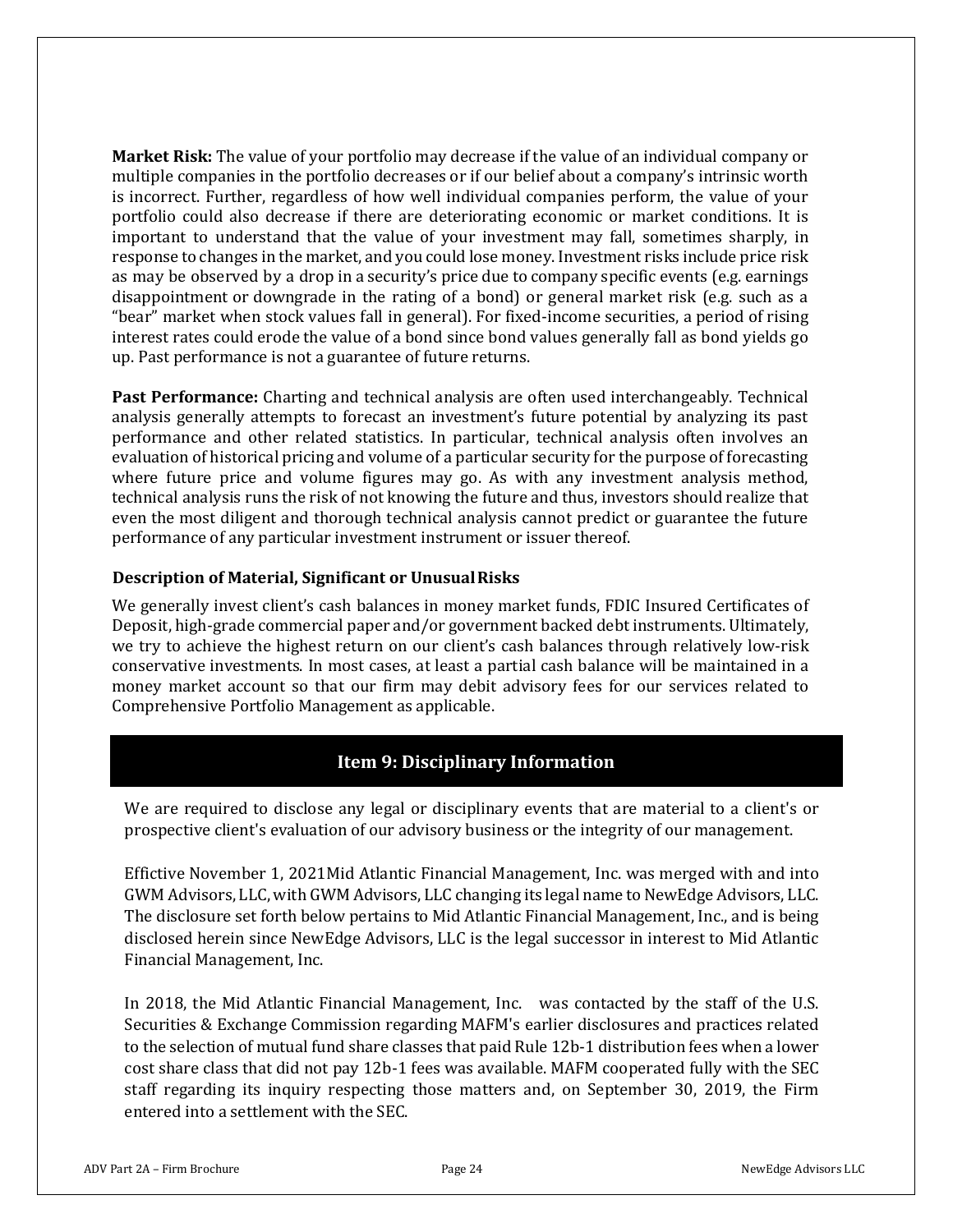**Market Risk:** The value of your portfolio may decrease if the value of an individual company or multiple companies in the portfolio decreases or if our belief about a company's intrinsic worth is incorrect. Further, regardless of how well individual companies perform, the value of your portfolio could also decrease if there are deteriorating economic or market conditions. It is important to understand that the value of your investment may fall, sometimes sharply, in response to changes in the market, and you could lose money. Investment risks include price risk as may be observed by a drop in a security's price due to company specific events (e.g. earnings disappointment or downgrade in the rating of a bond) or general market risk (e.g. such as a "bear" market when stock values fall in general). For fixed-income securities, a period of rising interest rates could erode the value of a bond since bond values generally fall as bond yields go up. Past performance is not a guarantee of future returns.

**Past Performance:** Charting and technical analysis are often used interchangeably. Technical analysis generally attempts to forecast an investment's future potential by analyzing its past performance and other related statistics. In particular, technical analysis often involves an evaluation of historical pricing and volume of a particular security for the purpose of forecasting where future price and volume figures may go. As with any investment analysis method, technical analysis runs the risk of not knowing the future and thus, investors should realize that even the most diligent and thorough technical analysis cannot predict or guarantee the future performance of any particular investment instrument or issuer thereof.

### Description of Material, Significant or Unusual Risks

We generally invest client's cash balances in money market funds, FDIC Insured Certificates of Deposit, high-grade commercial paper and/or government backed debt instruments. Ultimately, we try to achieve the highest return on our client's cash balances through relatively low-risk conservative investments. In most cases, at least a partial cash balance will be maintained in a money market account so that our firm may debit advisory fees for our services related to Comprehensive Portfolio Management as applicable.

## Item 9: Disciplinary Information

We are required to disclose any legal or disciplinary events that are material to a client's or prospective client's evaluation of our advisory business or the integrity of our management.

Effictive November 1, 2021Mid Atlantic Financial Management, Inc. was merged with and into GWM Advisors, LLC, with GWM Advisors, LLC changing its legal name to NewEdge Advisors, LLC. The disclosure set forth below pertains to Mid Atlantic Financial Management, Inc., and is being disclosed herein since NewEdge Advisors, LLC is the legal successor in interest to Mid Atlantic Financial Management, Inc.

In 2018, the Mid Atlantic Financial Management, Inc. was contacted by the staff of the U.S. Securities & Exchange Commission regarding MAFM's earlier disclosures and practices related to the selection of mutual fund share classes that paid Rule 12b-1 distribution fees when a lower cost share class that did not pay 12b-1 fees was available. MAFM cooperated fully with the SEC staff regarding its inquiry respecting those matters and, on September 30, 2019, the Firm entered into a settlement with the SEC.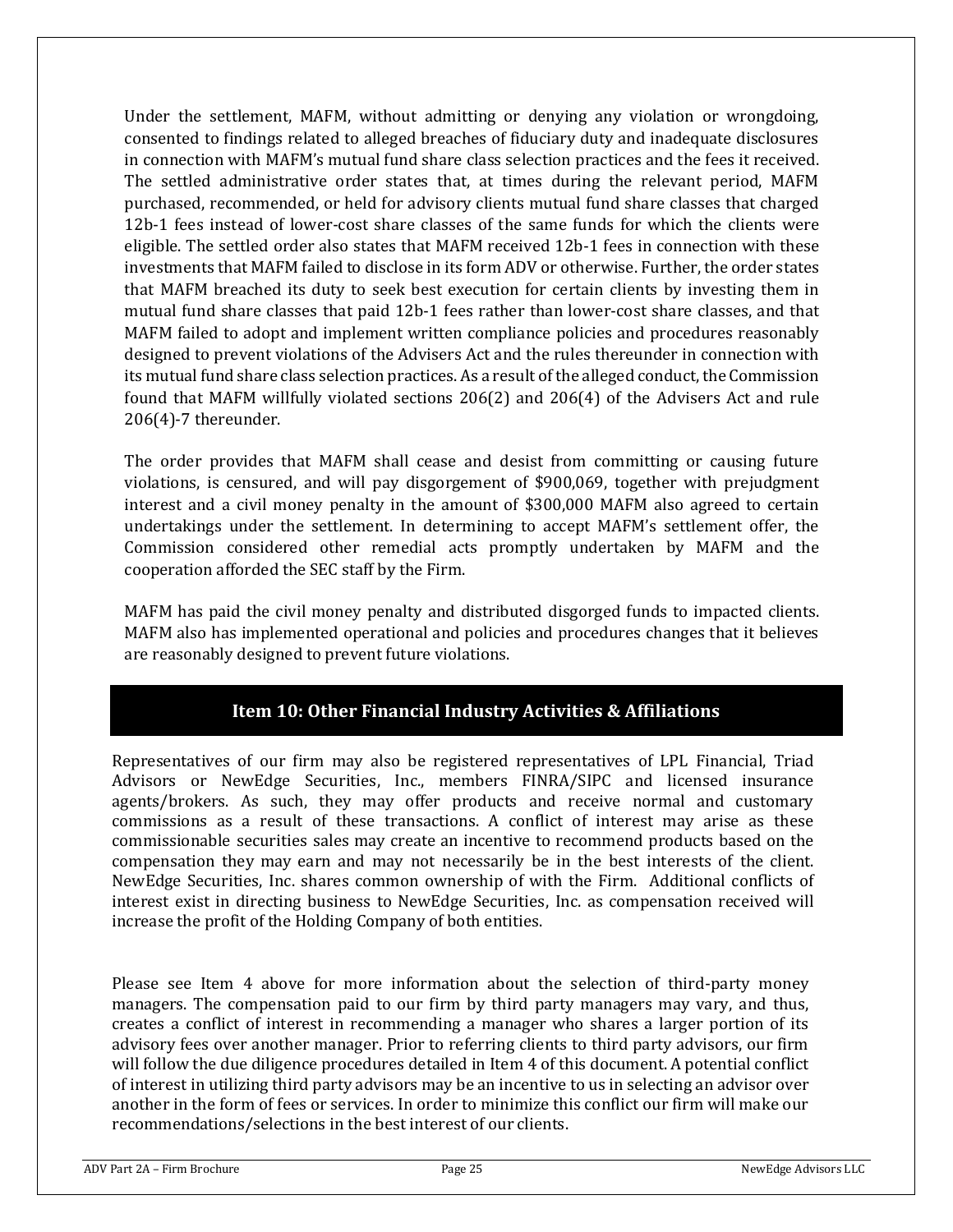Under the settlement, MAFM, without admitting or denying any violation or wrongdoing, consented to findings related to alleged breaches of fiduciary duty and inadequate disclosures in connection with MAFM's mutual fund share class selection practices and the fees it received. The settled administrative order states that, at times during the relevant period, MAFM purchased, recommended, or held for advisory clients mutual fund share classes that charged 12b-1 fees instead of lower-cost share classes of the same funds for which the clients were eligible. The settled order also states that MAFM received 12b-1 fees in connection with these investments that MAFM failed to disclose in its form ADV or otherwise. Further, the order states that MAFM breached its duty to seek best execution for certain clients by investing them in mutual fund share classes that paid 12b-1 fees rather than lower-cost share classes, and that MAFM failed to adopt and implement written compliance policies and procedures reasonably designed to prevent violations of the Advisers Act and the rules thereunder in connection with its mutual fund share class selection practices. As a result of the alleged conduct, the Commission found that MAFM willfully violated sections 206(2) and 206(4) of the Advisers Act and rule 206(4)-7 thereunder.

The order provides that MAFM shall cease and desist from committing or causing future violations, is censured, and will pay disgorgement of $900,069, together with prejudgment interest and a civil money penalty in the amount of $300,000 MAFM also agreed to certain undertakings under the settlement. In determining to accept MAFM's settlement offer, the Commission considered other remedial acts promptly undertaken by MAFM and the cooperation afforded the SEC staff by the Firm.

MAFM has paid the civil money penalty and distributed disgorged funds to impacted clients. MAFM also has implemented operational and policies and procedures changes that it believes are reasonably designed to prevent future violations.

## Item 10: Other Financial Industry Activities & Affiliations

Representatives of our firm may also be registered representatives of LPL Financial, Triad Advisors or NewEdge Securities, Inc., members FINRA/SIPC and licensed insurance agents/brokers. As such, they may offer products and receive normal and customary commissions as a result of these transactions. A conflict of interest may arise as these commissionable securities sales may create an incentive to recommend products based on the compensation they may earn and may not necessarily be in the best interests of the client. NewEdge Securities, Inc. shares common ownership of with the Firm. Additional conflicts of interest exist in directing business to NewEdge Securities, Inc. as compensation received will increase the profit of the Holding Company of both entities.

Please see Item 4 above for more information about the selection of third-party money managers. The compensation paid to our firm by third party managers may vary, and thus, creates a conflict of interest in recommending a manager who shares a larger portion of its advisory fees over another manager. Prior to referring clients to third party advisors, our firm will follow the due diligence procedures detailed in Item 4 of this document. A potential conflict of interest in utilizing third party advisors may be an incentive to us in selecting an advisor over another in the form of fees or services. In order to minimize this conflict our firm will make our recommendations/selections in the best interest of our clients.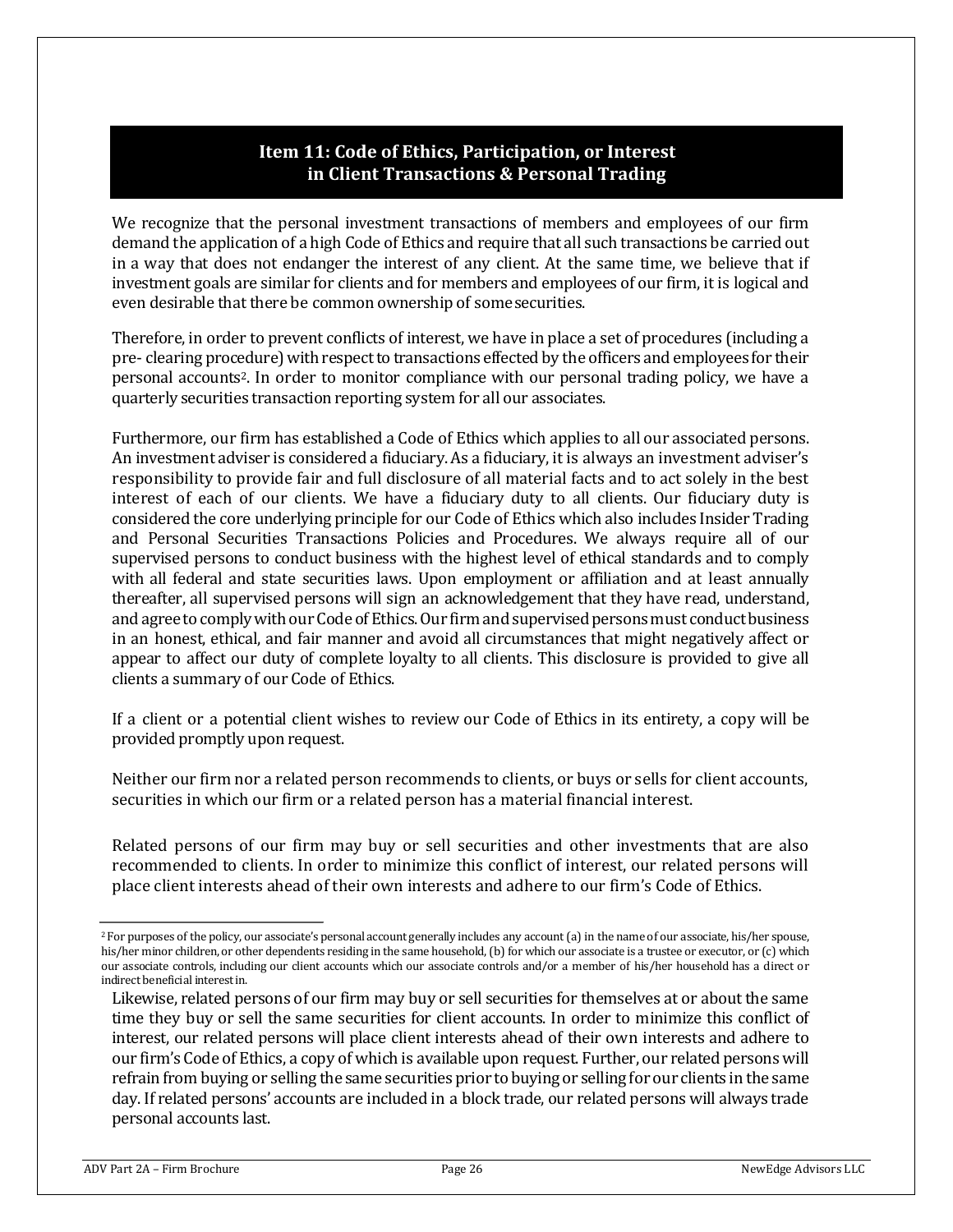## Item 11: Code of Ethics, Participation, or Interest in Client Transactions & Personal Trading

We recognize that the personal investment transactions of members and employees of our firm demand the application of a high Code of Ethics and require that all such transactions be carried out in a way that does not endanger the interest of any client. At the same time, we believe that if investment goals are similar for clients and for members and employees of our firm, it is logical and even desirable that there be common ownership of some securities.

Therefore, in order to prevent conflicts of interest, we have in place a set of procedures (including a pre- clearing procedure) with respect to transactions effected by the officers and employees for their personal accounts[2]. In order to monitor compliance with our personal trading policy, we have a quarterly securities transaction reporting system for all our associates.

Furthermore, our firm has established a Code of Ethics which applies to all our associated persons. An investment adviser is considered a fiduciary. As a fiduciary, it is always an investment adviser's responsibility to provide fair and full disclosure of all material facts and to act solely in the best interest of each of our clients. We have a fiduciary duty to all clients. Our fiduciary duty is considered the core underlying principle for our Code of Ethics which also includes Insider Trading and Personal Securities Transactions Policies and Procedures. We always require all of our supervised persons to conduct business with the highest level of ethical standards and to comply with all federal and state securities laws. Upon employment or affiliation and at least annually thereafter, all supervised persons will sign an acknowledgement that they have read, understand, and agree to comply with our Code of Ethics. Our firm and supervised persons must conduct business in an honest, ethical, and fair manner and avoid all circumstances that might negatively affect or appear to affect our duty of complete loyalty to all clients. This disclosure is provided to give all clients a summary of our Code of Ethics.

If a client or a potential client wishes to review our Code of Ethics in its entirety, a copy will be provided promptly upon request.

Neither our firm nor a related person recommends to clients, or buys or sells for client accounts, securities in which our firm or a related person has a material financial interest.

Related persons of our firm may buy or sell securities and other investments that are also recommended to clients. In order to minimize this conflict of interest, our related persons will place client interests ahead of their own interests and adhere to our firm's Code of Ethics.

Likewise, related persons of our firm may buy or sell securities for themselves at or about the same time they buy or sell the same securities for client accounts. In order to minimize this conflict of interest, our related persons will place client interests ahead of their own interests and adhere to our firm's Code of Ethics, a copy of which is available upon request. Further, our related persons will refrain from buying or selling the same securities prior to buying or selling for our clients in the same day. If related persons' accounts are included in a block trade, our related persons will always trade personal accounts last.

---

[2] For purposes of the policy, our associate's personal account generally includes any account (a) in the name of our associate, his/her spouse, his/her minor children, or other dependents residing in the same household, (b) for which our associate is a trustee or executor, or (c) which our associate controls, including our client accounts which our associate controls and/or a member of his/her household has a direct or indirect beneficial interest in.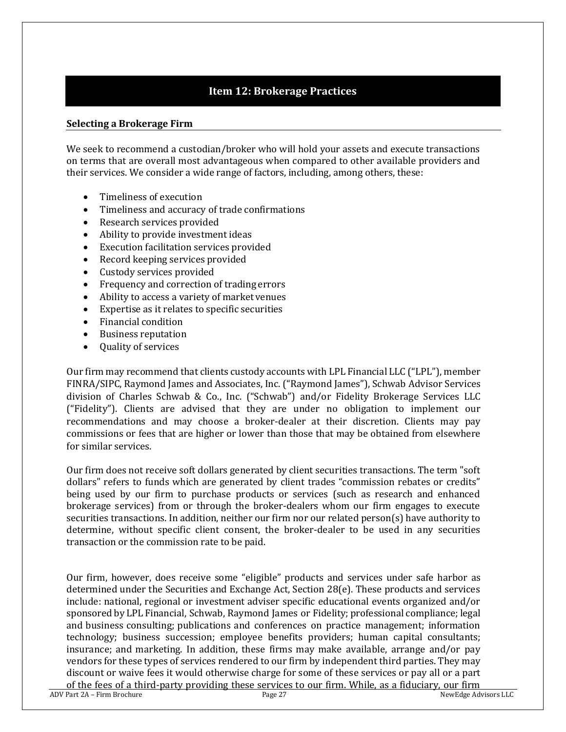## Item 12: Brokerage Practices

### Selecting a Brokerage Firm

We seek to recommend a custodian/broker who will hold your assets and execute transactions on terms that are overall most advantageous when compared to other available providers and their services. We consider a wide range of factors, including, among others, these:

- Timeliness of execution
- Timeliness and accuracy of trade confirmations
- Research services provided
- Ability to provide investment ideas
- Execution facilitation services provided
- Record keeping services provided
- Custody services provided
- Frequency and correction of trading errors
- Ability to access a variety of market venues
- Expertise as it relates to specific securities
- Financial condition
- Business reputation
- Quality of services

Our firm may recommend that clients custody accounts with LPL Financial LLC ("LPL"), member FINRA/SIPC, Raymond James and Associates, Inc. ("Raymond James"), Schwab Advisor Services division of Charles Schwab & Co., Inc. ("Schwab") and/or Fidelity Brokerage Services LLC ("Fidelity"). Clients are advised that they are under no obligation to implement our recommendations and may choose a broker-dealer at their discretion. Clients may pay commissions or fees that are higher or lower than those that may be obtained from elsewhere for similar services.

Our firm does not receive soft dollars generated by client securities transactions. The term "soft dollars" refers to funds which are generated by client trades "commission rebates or credits" being used by our firm to purchase products or services (such as research and enhanced brokerage services) from or through the broker-dealers whom our firm engages to execute securities transactions. In addition, neither our firm nor our related person(s) have authority to determine, without specific client consent, the broker-dealer to be used in any securities transaction or the commission rate to be paid.

Our firm, however, does receive some "eligible" products and services under safe harbor as determined under the Securities and Exchange Act, Section 28(e). These products and services include: national, regional or investment adviser specific educational events organized and/or sponsored by LPL Financial, Schwab, Raymond James or Fidelity; professional compliance; legal and business consulting; publications and conferences on practice management; information technology; business succession; employee benefits providers; human capital consultants; insurance; and marketing. In addition, these firms may make available, arrange and/or pay vendors for these types of services rendered to our firm by independent third parties. They may discount or waive fees it would otherwise charge for some of these services or pay all or a part of the fees of a third-party providing these services to our firm. While, as a fiduciary, our firm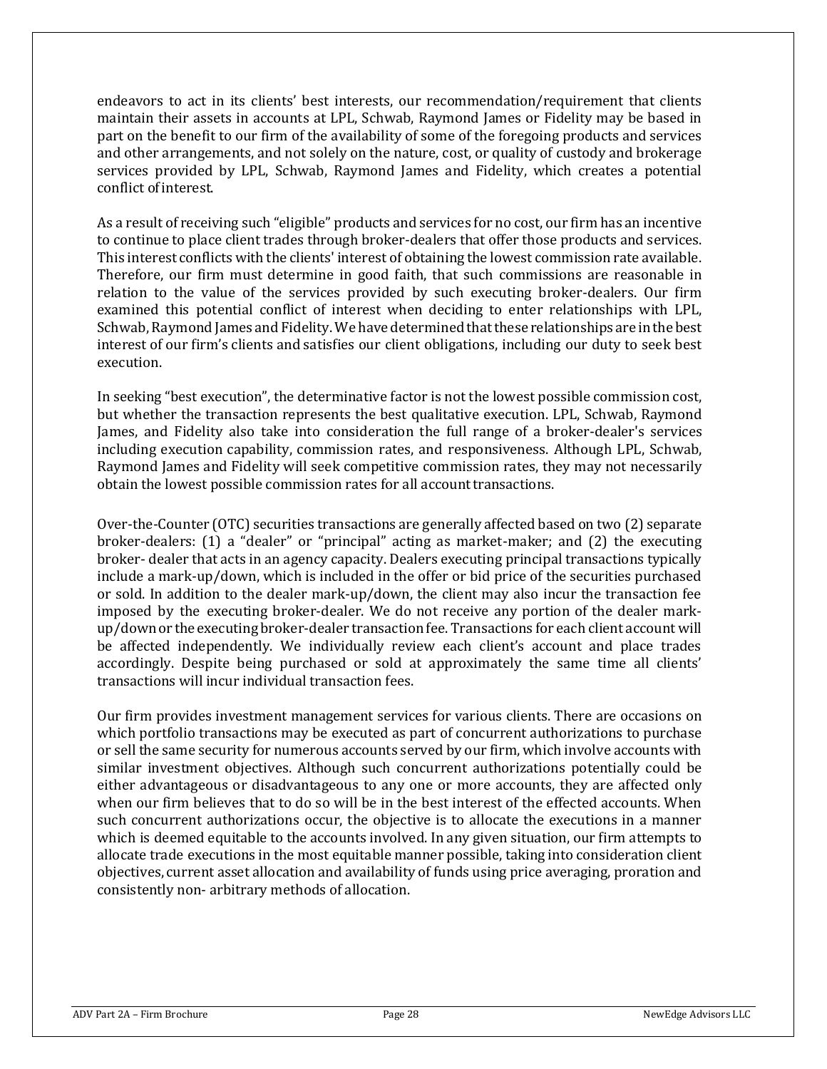endeavors to act in its clients' best interests, our recommendation/requirement that clients maintain their assets in accounts at LPL, Schwab, Raymond James or Fidelity may be based in part on the benefit to our firm of the availability of some of the foregoing products and services and other arrangements, and not solely on the nature, cost, or quality of custody and brokerage services provided by LPL, Schwab, Raymond James and Fidelity, which creates a potential conflict of interest.

As a result of receiving such "eligible" products and services for no cost, our firm has an incentive to continue to place client trades through broker-dealers that offer those products and services. This interest conflicts with the clients' interest of obtaining the lowest commission rate available. Therefore, our firm must determine in good faith, that such commissions are reasonable in relation to the value of the services provided by such executing broker-dealers. Our firm examined this potential conflict of interest when deciding to enter relationships with LPL, Schwab, Raymond James and Fidelity. We have determined that these relationships are in the best interest of our firm's clients and satisfies our client obligations, including our duty to seek best execution.

In seeking "best execution", the determinative factor is not the lowest possible commission cost, but whether the transaction represents the best qualitative execution. LPL, Schwab, Raymond James, and Fidelity also take into consideration the full range of a broker-dealer's services including execution capability, commission rates, and responsiveness. Although LPL, Schwab, Raymond James and Fidelity will seek competitive commission rates, they may not necessarily obtain the lowest possible commission rates for all account transactions.

Over-the-Counter (OTC) securities transactions are generally affected based on two (2) separate broker-dealers: (1) a "dealer" or "principal" acting as market-maker; and (2) the executing broker- dealer that acts in an agency capacity. Dealers executing principal transactions typically include a mark-up/down, which is included in the offer or bid price of the securities purchased or sold. In addition to the dealer mark-up/down, the client may also incur the transaction fee imposed by the executing broker-dealer. We do not receive any portion of the dealer mark-up/down or the executing broker-dealer transaction fee. Transactions for each client account will be affected independently. We individually review each client's account and place trades accordingly. Despite being purchased or sold at approximately the same time all clients' transactions will incur individual transaction fees.

Our firm provides investment management services for various clients. There are occasions on which portfolio transactions may be executed as part of concurrent authorizations to purchase or sell the same security for numerous accounts served by our firm, which involve accounts with similar investment objectives. Although such concurrent authorizations potentially could be either advantageous or disadvantageous to any one or more accounts, they are affected only when our firm believes that to do so will be in the best interest of the effected accounts. When such concurrent authorizations occur, the objective is to allocate the executions in a manner which is deemed equitable to the accounts involved. In any given situation, our firm attempts to allocate trade executions in the most equitable manner possible, taking into consideration client objectives, current asset allocation and availability of funds using price averaging, proration and consistently non- arbitrary methods of allocation.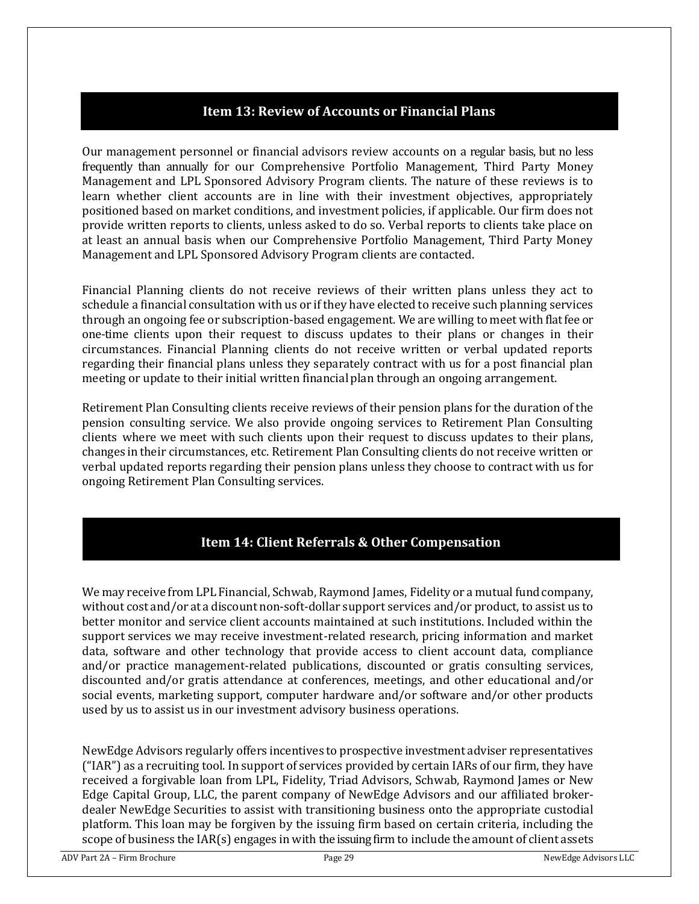## Item 13: Review of Accounts or Financial Plans

Our management personnel or financial advisors review accounts on a regular basis, but no less frequently than annually for our Comprehensive Portfolio Management, Third Party Money Management and LPL Sponsored Advisory Program clients. The nature of these reviews is to learn whether client accounts are in line with their investment objectives, appropriately positioned based on market conditions, and investment policies, if applicable. Our firm does not provide written reports to clients, unless asked to do so. Verbal reports to clients take place on at least an annual basis when our Comprehensive Portfolio Management, Third Party Money Management and LPL Sponsored Advisory Program clients are contacted.

Financial Planning clients do not receive reviews of their written plans unless they act to schedule a financial consultation with us or if they have elected to receive such planning services through an ongoing fee or subscription-based engagement. We are willing to meet with flat fee or one-time clients upon their request to discuss updates to their plans or changes in their circumstances. Financial Planning clients do not receive written or verbal updated reports regarding their financial plans unless they separately contract with us for a post financial plan meeting or update to their initial written financial plan through an ongoing arrangement.

Retirement Plan Consulting clients receive reviews of their pension plans for the duration of the pension consulting service. We also provide ongoing services to Retirement Plan Consulting clients where we meet with such clients upon their request to discuss updates to their plans, changes in their circumstances, etc. Retirement Plan Consulting clients do not receive written or verbal updated reports regarding their pension plans unless they choose to contract with us for ongoing Retirement Plan Consulting services.

## Item 14: Client Referrals & Other Compensation

We may receive from LPL Financial, Schwab, Raymond James, Fidelity or a mutual fund company, without cost and/or at a discount non-soft-dollar support services and/or product, to assist us to better monitor and service client accounts maintained at such institutions. Included within the support services we may receive investment-related research, pricing information and market data, software and other technology that provide access to client account data, compliance and/or practice management-related publications, discounted or gratis consulting services, discounted and/or gratis attendance at conferences, meetings, and other educational and/or social events, marketing support, computer hardware and/or software and/or other products used by us to assist us in our investment advisory business operations.

NewEdge Advisors regularly offers incentives to prospective investment adviser representatives ("IAR") as a recruiting tool. In support of services provided by certain IARs of our firm, they have received a forgivable loan from LPL, Fidelity, Triad Advisors, Schwab, Raymond James or New Edge Capital Group, LLC, the parent company of NewEdge Advisors and our affiliated broker-dealer NewEdge Securities to assist with transitioning business onto the appropriate custodial platform. This loan may be forgiven by the issuing firm based on certain criteria, including the scope of business the IAR(s) engages in with the issuing firm to include the amount of client assets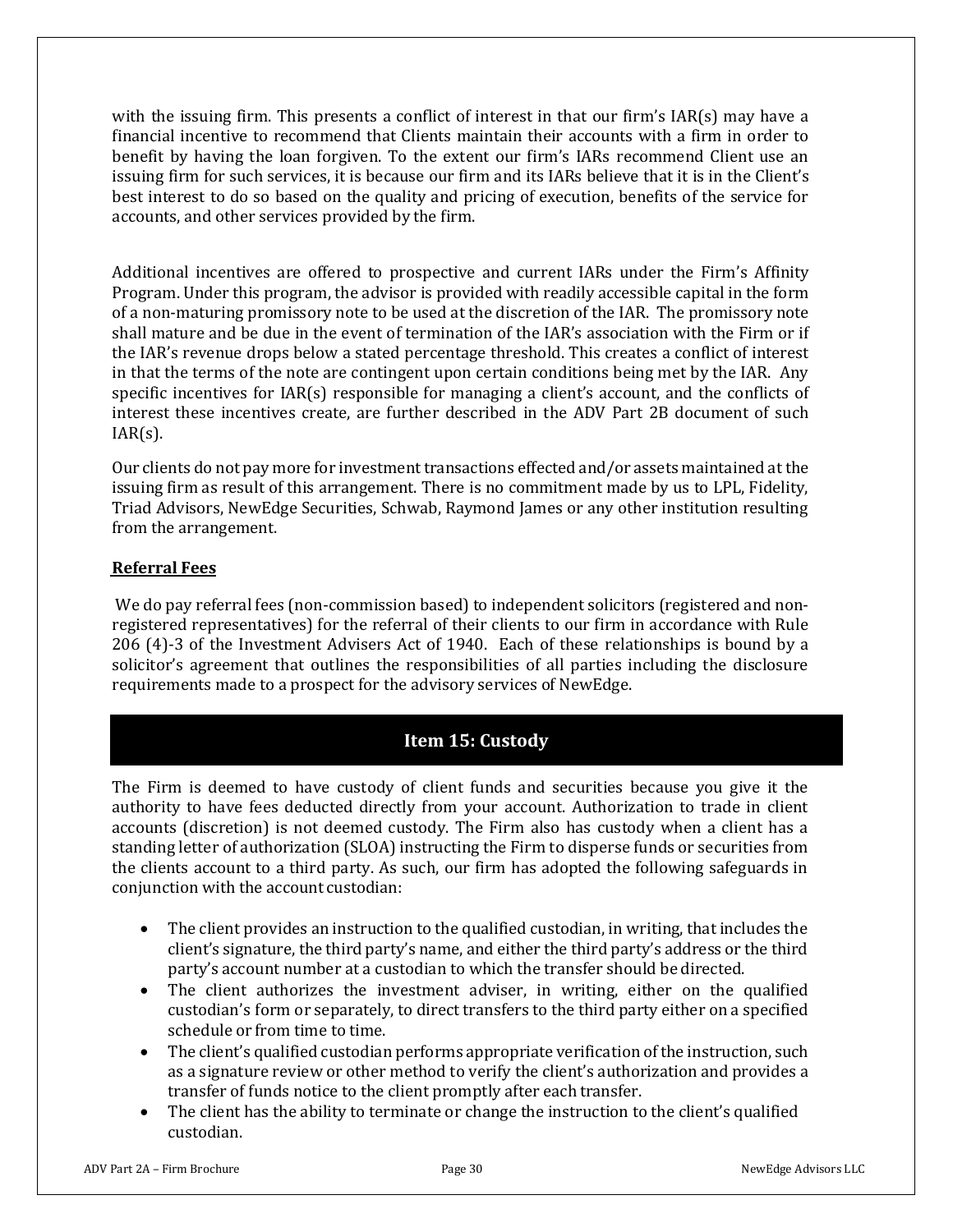with the issuing firm. This presents a conflict of interest in that our firm's IAR(s) may have a financial incentive to recommend that Clients maintain their accounts with a firm in order to benefit by having the loan forgiven. To the extent our firm's IARs recommend Client use an issuing firm for such services, it is because our firm and its IARs believe that it is in the Client's best interest to do so based on the quality and pricing of execution, benefits of the service for accounts, and other services provided by the firm.

Additional incentives are offered to prospective and current IARs under the Firm's Affinity Program. Under this program, the advisor is provided with readily accessible capital in the form of a non-maturing promissory note to be used at the discretion of the IAR. The promissory note shall mature and be due in the event of termination of the IAR's association with the Firm or if the IAR's revenue drops below a stated percentage threshold. This creates a conflict of interest in that the terms of the note are contingent upon certain conditions being met by the IAR. Any specific incentives for IAR(s) responsible for managing a client's account, and the conflicts of interest these incentives create, are further described in the ADV Part 2B document of such IAR(s).

Our clients do not pay more for investment transactions effected and/or assets maintained at the issuing firm as result of this arrangement. There is no commitment made by us to LPL, Fidelity, Triad Advisors, NewEdge Securities, Schwab, Raymond James or any other institution resulting from the arrangement.

**Referral Fees**

We do pay referral fees (non-commission based) to independent solicitors (registered and non-registered representatives) for the referral of their clients to our firm in accordance with Rule 206 (4)-3 of the Investment Advisers Act of 1940. Each of these relationships is bound by a solicitor's agreement that outlines the responsibilities of all parties including the disclosure requirements made to a prospect for the advisory services of NewEdge.

## Item 15: Custody

The Firm is deemed to have custody of client funds and securities because you give it the authority to have fees deducted directly from your account. Authorization to trade in client accounts (discretion) is not deemed custody. The Firm also has custody when a client has a standing letter of authorization (SLOA) instructing the Firm to disperse funds or securities from the clients account to a third party. As such, our firm has adopted the following safeguards in conjunction with the account custodian:

- The client provides an instruction to the qualified custodian, in writing, that includes the client's signature, the third party's name, and either the third party's address or the third party's account number at a custodian to which the transfer should be directed.
- The client authorizes the investment adviser, in writing, either on the qualified custodian's form or separately, to direct transfers to the third party either on a specified schedule or from time to time.
- The client's qualified custodian performs appropriate verification of the instruction, such as a signature review or other method to verify the client's authorization and provides a transfer of funds notice to the client promptly after each transfer.
- The client has the ability to terminate or change the instruction to the client's qualified custodian.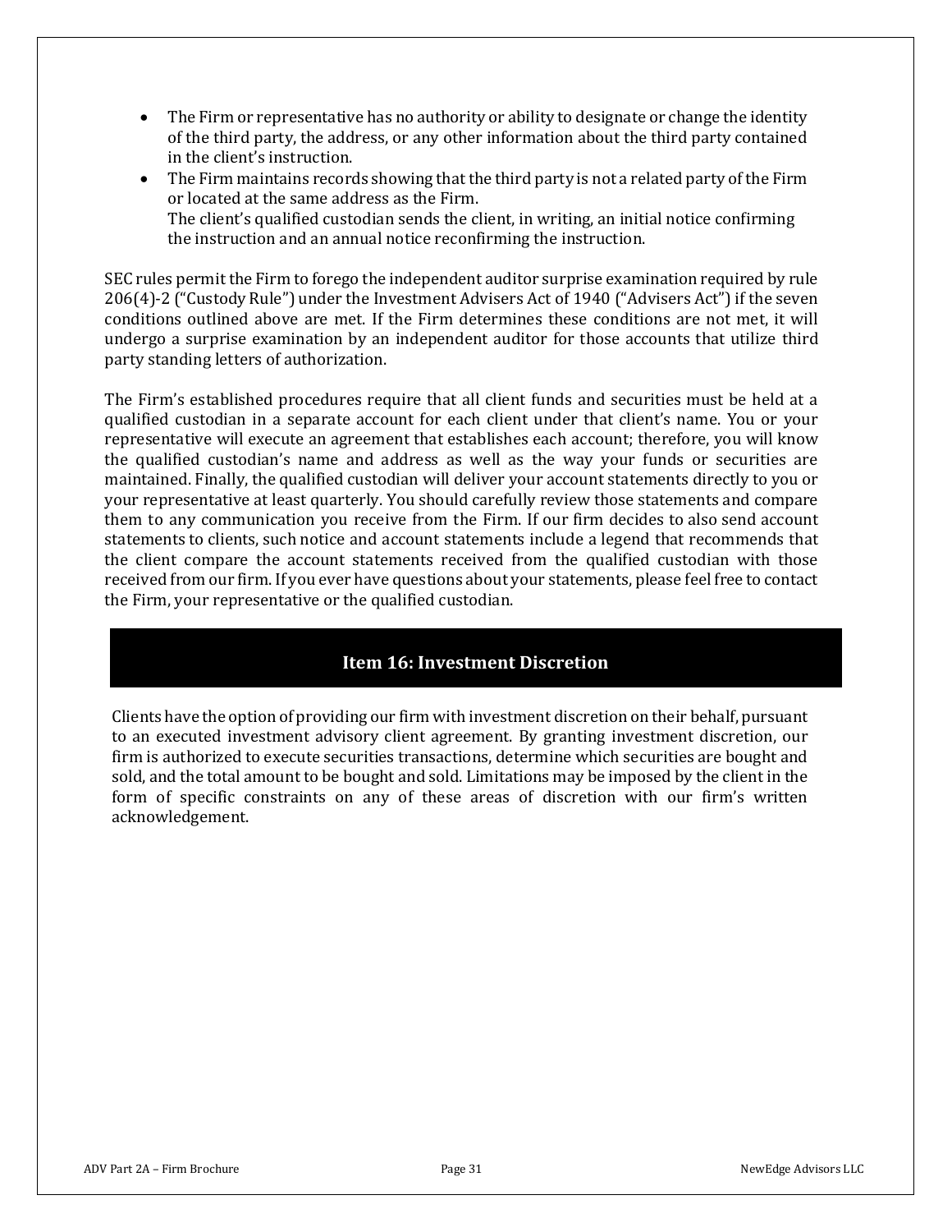- The Firm or representative has no authority or ability to designate or change the identity of the third party, the address, or any other information about the third party contained in the client's instruction.
- The Firm maintains records showing that the third party is not a related party of the Firm or located at the same address as the Firm.
  The client's qualified custodian sends the client, in writing, an initial notice confirming the instruction and an annual notice reconfirming the instruction.

SEC rules permit the Firm to forego the independent auditor surprise examination required by rule 206(4)-2 ("Custody Rule") under the Investment Advisers Act of 1940 ("Advisers Act") if the seven conditions outlined above are met. If the Firm determines these conditions are not met, it will undergo a surprise examination by an independent auditor for those accounts that utilize third party standing letters of authorization.

The Firm's established procedures require that all client funds and securities must be held at a qualified custodian in a separate account for each client under that client's name. You or your representative will execute an agreement that establishes each account; therefore, you will know the qualified custodian's name and address as well as the way your funds or securities are maintained. Finally, the qualified custodian will deliver your account statements directly to you or your representative at least quarterly. You should carefully review those statements and compare them to any communication you receive from the Firm. If our firm decides to also send account statements to clients, such notice and account statements include a legend that recommends that the client compare the account statements received from the qualified custodian with those received from our firm. If you ever have questions about your statements, please feel free to contact the Firm, your representative or the qualified custodian.

## Item 16: Investment Discretion

Clients have the option of providing our firm with investment discretion on their behalf, pursuant to an executed investment advisory client agreement. By granting investment discretion, our firm is authorized to execute securities transactions, determine which securities are bought and sold, and the total amount to be bought and sold. Limitations may be imposed by the client in the form of specific constraints on any of these areas of discretion with our firm's written acknowledgement.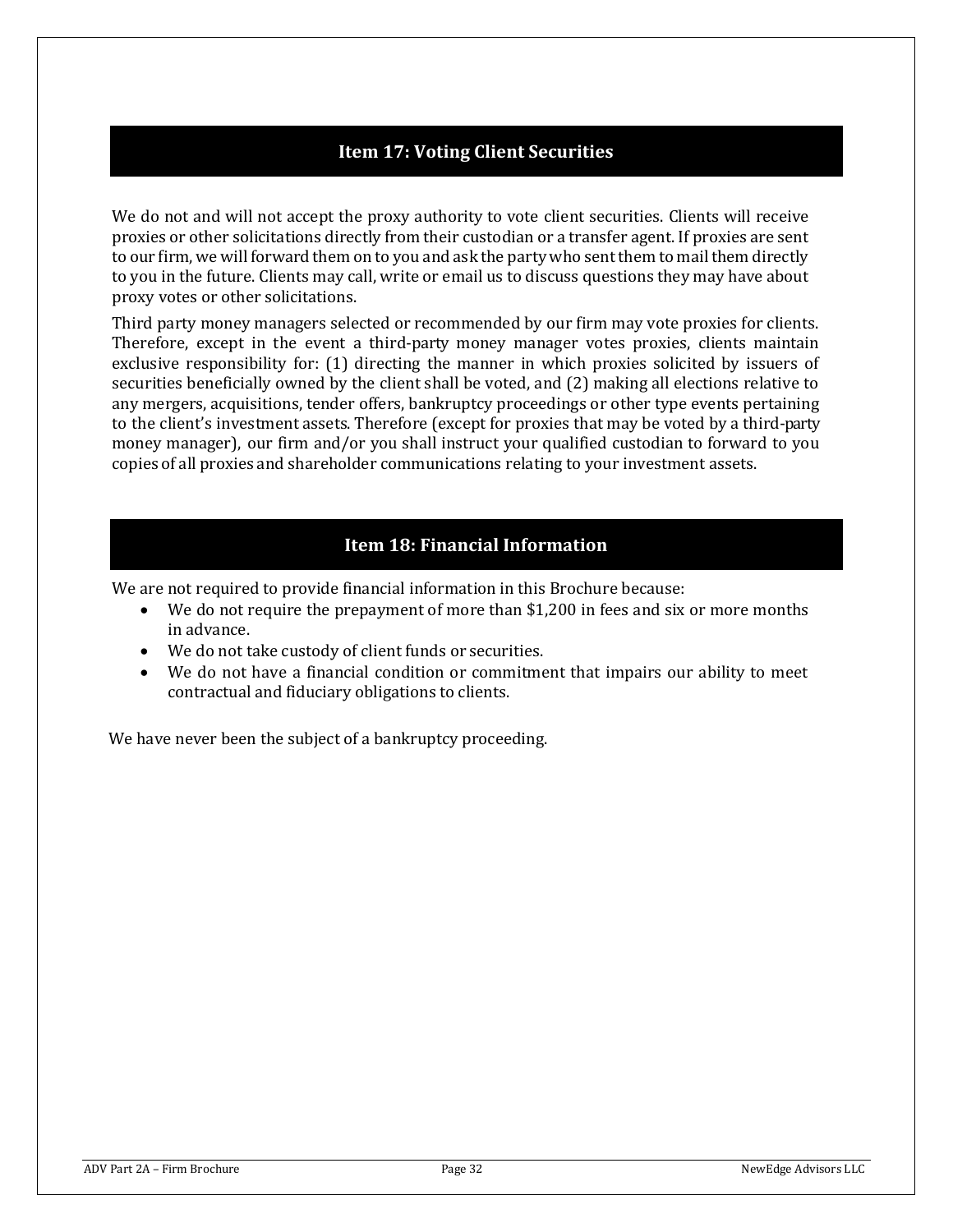## Item 17: Voting Client Securities

We do not and will not accept the proxy authority to vote client securities. Clients will receive proxies or other solicitations directly from their custodian or a transfer agent. If proxies are sent to our firm, we will forward them on to you and ask the party who sent them to mail them directly to you in the future. Clients may call, write or email us to discuss questions they may have about proxy votes or other solicitations.

Third party money managers selected or recommended by our firm may vote proxies for clients. Therefore, except in the event a third-party money manager votes proxies, clients maintain exclusive responsibility for: (1) directing the manner in which proxies solicited by issuers of securities beneficially owned by the client shall be voted, and (2) making all elections relative to any mergers, acquisitions, tender offers, bankruptcy proceedings or other type events pertaining to the client's investment assets. Therefore (except for proxies that may be voted by a third-party money manager), our firm and/or you shall instruct your qualified custodian to forward to you copies of all proxies and shareholder communications relating to your investment assets.

## Item 18: Financial Information

We are not required to provide financial information in this Brochure because:

- We do not require the prepayment of more than $1,200 in fees and six or more months in advance.
- We do not take custody of client funds or securities.
- We do not have a financial condition or commitment that impairs our ability to meet contractual and fiduciary obligations to clients.

We have never been the subject of a bankruptcy proceeding.